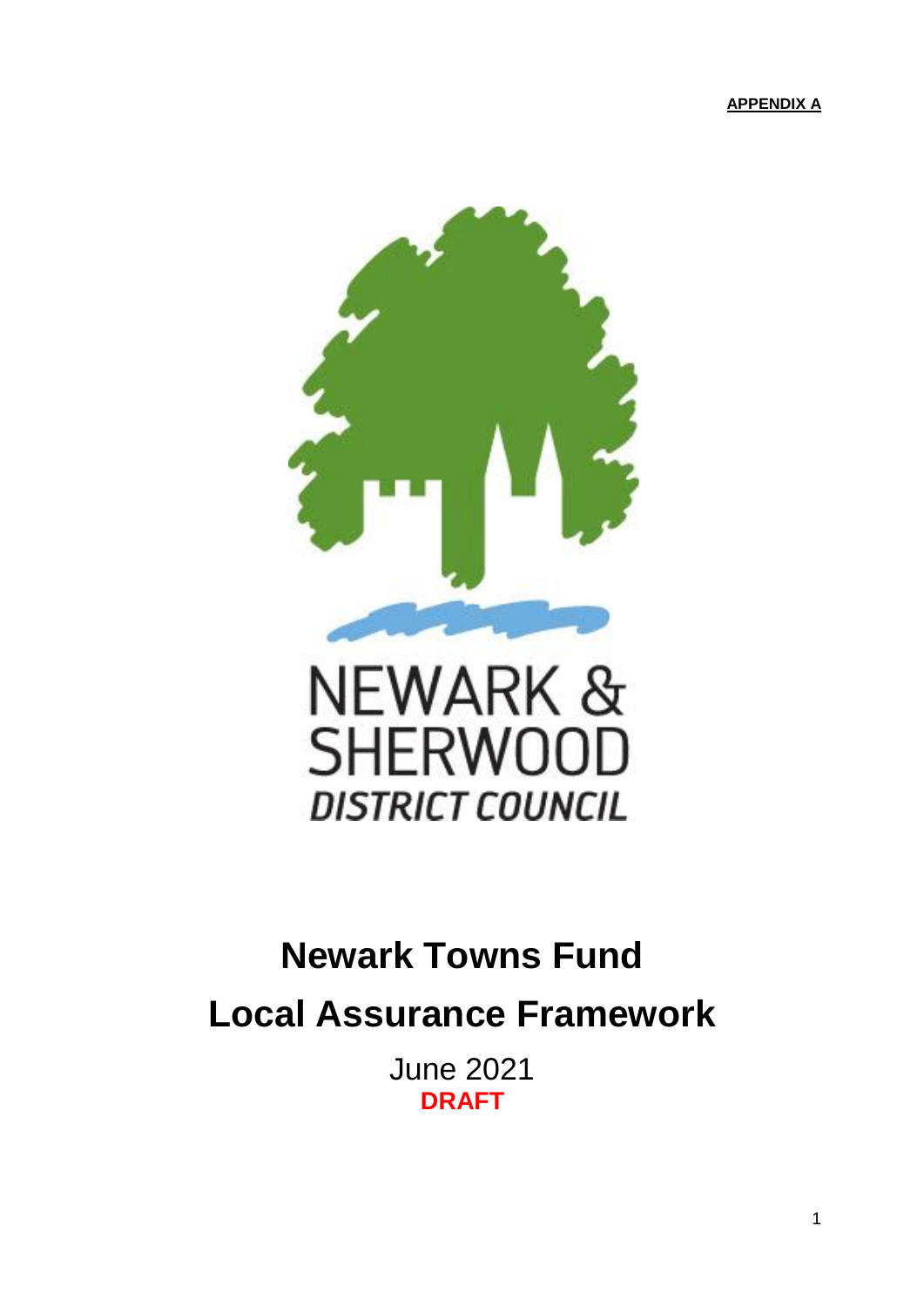**APPENDIX A**

NEWARK & SHERWOOD
*DISTRICT COUNCIL*

# Newark Towns Fund

# Local Assurance Framework

June 2021

**DRAFT**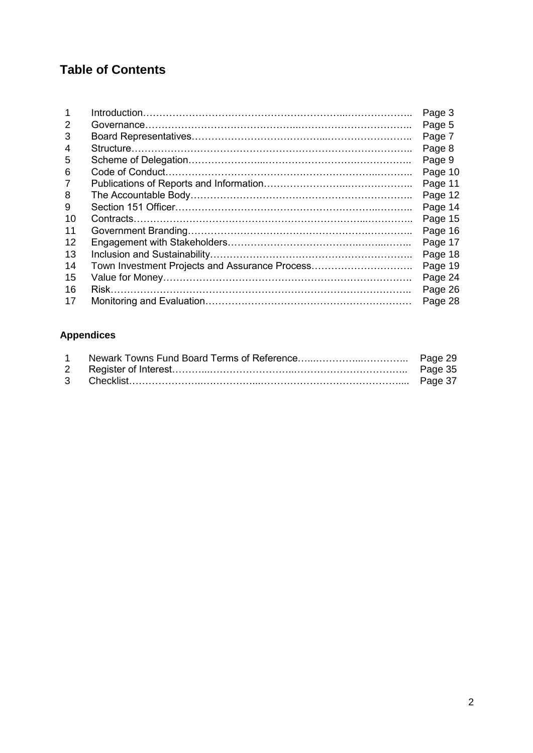# Table of Contents

| | | |
|---|---|---|
| 1 | Introduction | Page 3 |
| 2 | Governance | Page 5 |
| 3 | Board Representatives | Page 7 |
| 4 | Structure | Page 8 |
| 5 | Scheme of Delegation | Page 9 |
| 6 | Code of Conduct | Page 10 |
| 7 | Publications of Reports and Information | Page 11 |
| 8 | The Accountable Body | Page 12 |
| 9 | Section 151 Officer | Page 14 |
| 10 | Contracts | Page 15 |
| 11 | Government Branding | Page 16 |
| 12 | Engagement with Stakeholders | Page 17 |
| 13 | Inclusion and Sustainability | Page 18 |
| 14 | Town Investment Projects and Assurance Process | Page 19 |
| 15 | Value for Money | Page 24 |
| 16 | Risk | Page 26 |
| 17 | Monitoring and Evaluation | Page 28 |

## Appendices

| | | |
|---|---|---|
| 1 | Newark Towns Fund Board Terms of Reference | Page 29 |
| 2 | Register of Interest | Page 35 |
| 3 | Checklist | Page 37 |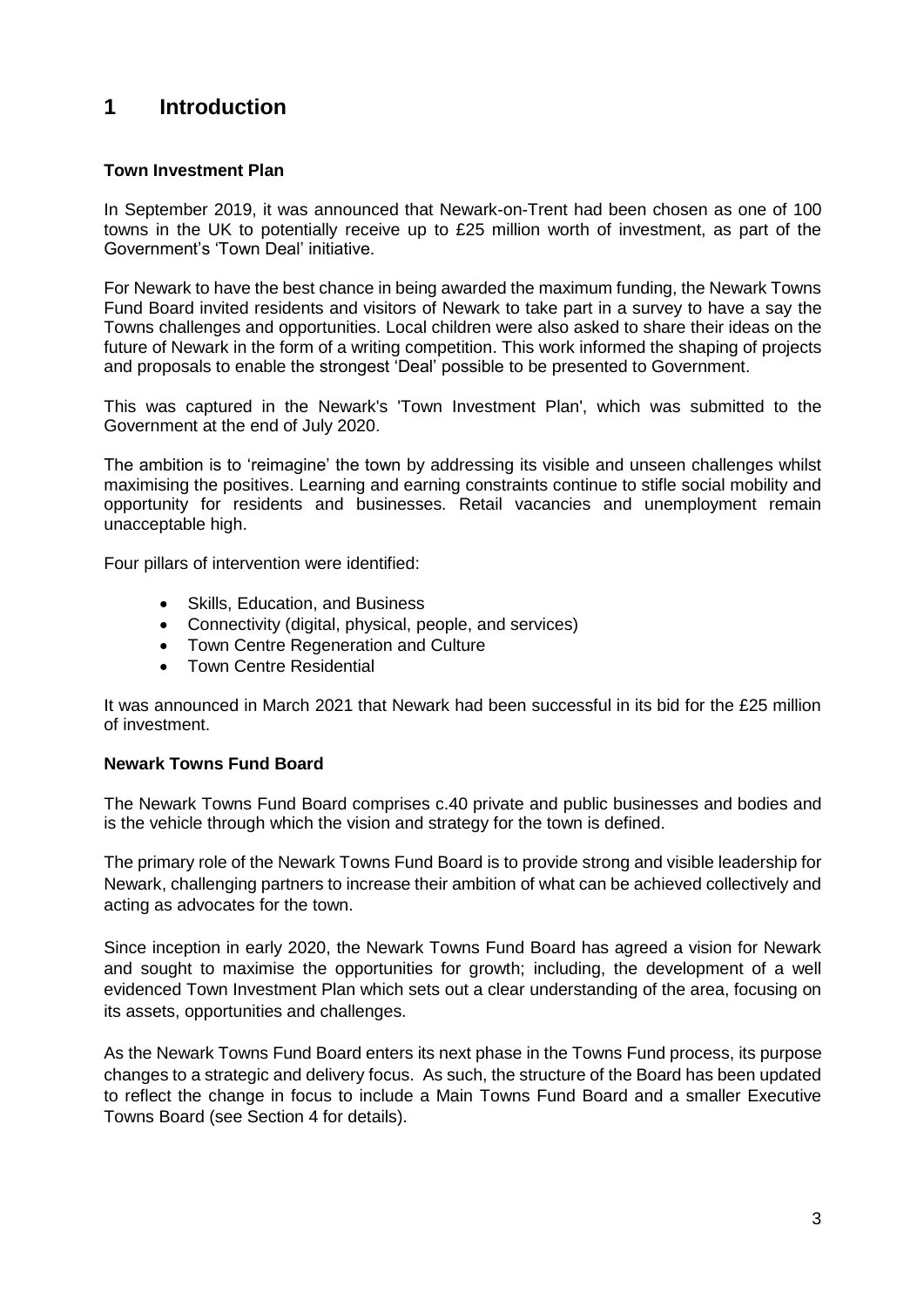# 1 Introduction

**Town Investment Plan**

In September 2019, it was announced that Newark-on-Trent had been chosen as one of 100 towns in the UK to potentially receive up to £25 million worth of investment, as part of the Government's 'Town Deal' initiative.

For Newark to have the best chance in being awarded the maximum funding, the Newark Towns Fund Board invited residents and visitors of Newark to take part in a survey to have a say the Towns challenges and opportunities. Local children were also asked to share their ideas on the future of Newark in the form of a writing competition. This work informed the shaping of projects and proposals to enable the strongest 'Deal' possible to be presented to Government.

This was captured in the Newark's 'Town Investment Plan', which was submitted to the Government at the end of July 2020.

The ambition is to 'reimagine' the town by addressing its visible and unseen challenges whilst maximising the positives. Learning and earning constraints continue to stifle social mobility and opportunity for residents and businesses. Retail vacancies and unemployment remain unacceptable high.

Four pillars of intervention were identified:

- Skills, Education, and Business
- Connectivity (digital, physical, people, and services)
- Town Centre Regeneration and Culture
- Town Centre Residential

It was announced in March 2021 that Newark had been successful in its bid for the £25 million of investment.

**Newark Towns Fund Board**

The Newark Towns Fund Board comprises c.40 private and public businesses and bodies and is the vehicle through which the vision and strategy for the town is defined.

The primary role of the Newark Towns Fund Board is to provide strong and visible leadership for Newark, challenging partners to increase their ambition of what can be achieved collectively and acting as advocates for the town.

Since inception in early 2020, the Newark Towns Fund Board has agreed a vision for Newark and sought to maximise the opportunities for growth; including, the development of a well evidenced Town Investment Plan which sets out a clear understanding of the area, focusing on its assets, opportunities and challenges.

As the Newark Towns Fund Board enters its next phase in the Towns Fund process, its purpose changes to a strategic and delivery focus. As such, the structure of the Board has been updated to reflect the change in focus to include a Main Towns Fund Board and a smaller Executive Towns Board (see Section 4 for details).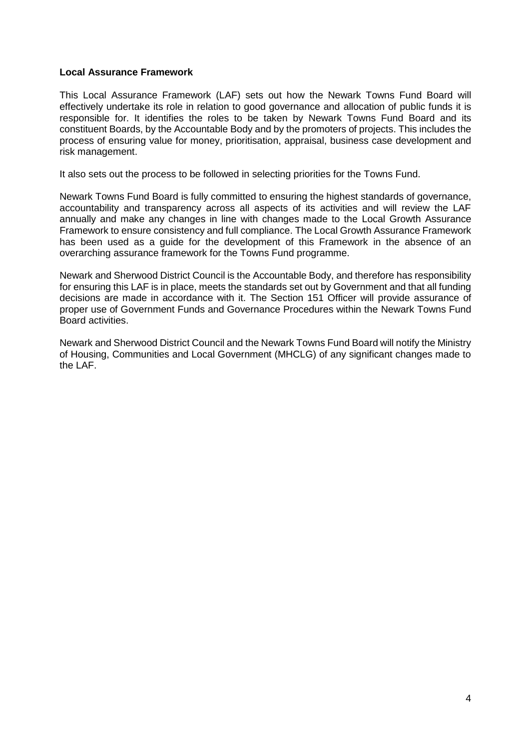**Local Assurance Framework**

This Local Assurance Framework (LAF) sets out how the Newark Towns Fund Board will effectively undertake its role in relation to good governance and allocation of public funds it is responsible for. It identifies the roles to be taken by Newark Towns Fund Board and its constituent Boards, by the Accountable Body and by the promoters of projects. This includes the process of ensuring value for money, prioritisation, appraisal, business case development and risk management.

It also sets out the process to be followed in selecting priorities for the Towns Fund.

Newark Towns Fund Board is fully committed to ensuring the highest standards of governance, accountability and transparency across all aspects of its activities and will review the LAF annually and make any changes in line with changes made to the Local Growth Assurance Framework to ensure consistency and full compliance. The Local Growth Assurance Framework has been used as a guide for the development of this Framework in the absence of an overarching assurance framework for the Towns Fund programme.

Newark and Sherwood District Council is the Accountable Body, and therefore has responsibility for ensuring this LAF is in place, meets the standards set out by Government and that all funding decisions are made in accordance with it. The Section 151 Officer will provide assurance of proper use of Government Funds and Governance Procedures within the Newark Towns Fund Board activities.

Newark and Sherwood District Council and the Newark Towns Fund Board will notify the Ministry of Housing, Communities and Local Government (MHCLG) of any significant changes made to the LAF.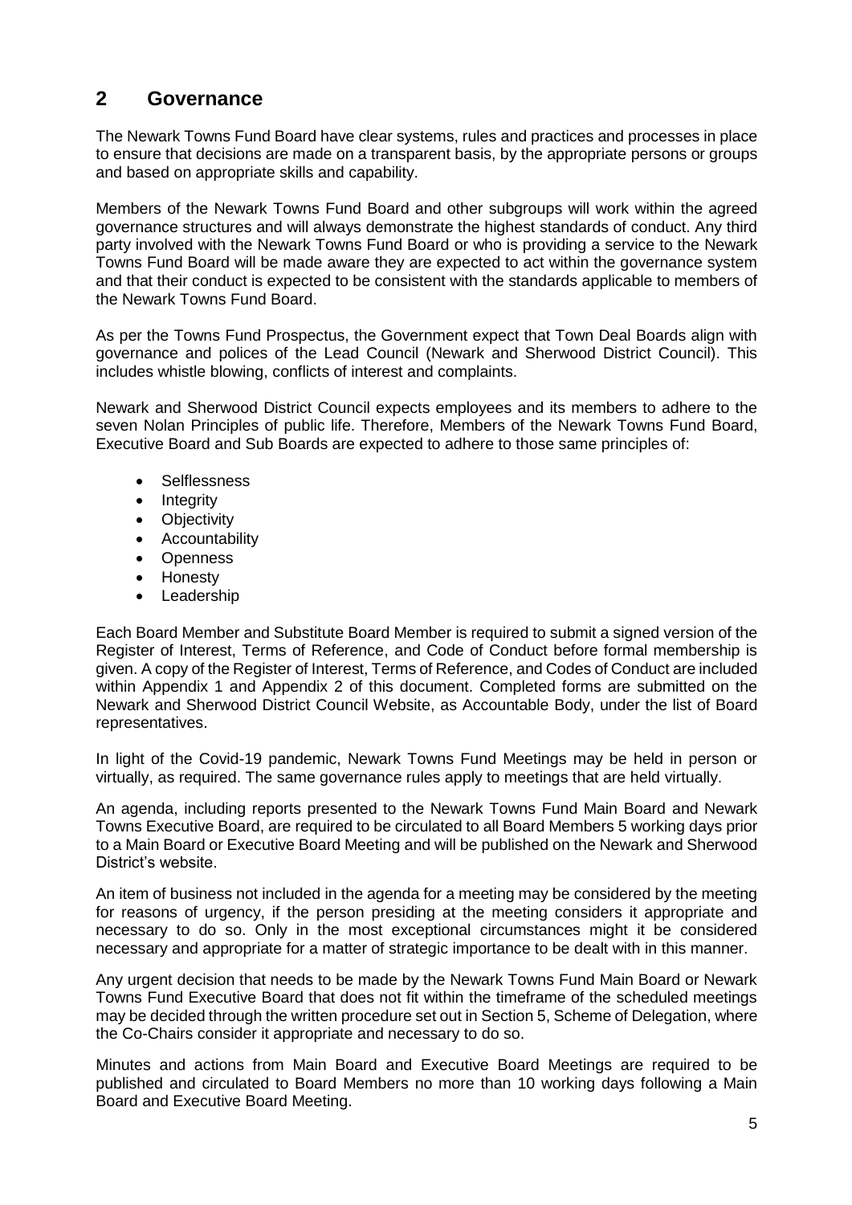## 2 Governance

The Newark Towns Fund Board have clear systems, rules and practices and processes in place to ensure that decisions are made on a transparent basis, by the appropriate persons or groups and based on appropriate skills and capability.

Members of the Newark Towns Fund Board and other subgroups will work within the agreed governance structures and will always demonstrate the highest standards of conduct. Any third party involved with the Newark Towns Fund Board or who is providing a service to the Newark Towns Fund Board will be made aware they are expected to act within the governance system and that their conduct is expected to be consistent with the standards applicable to members of the Newark Towns Fund Board.

As per the Towns Fund Prospectus, the Government expect that Town Deal Boards align with governance and polices of the Lead Council (Newark and Sherwood District Council). This includes whistle blowing, conflicts of interest and complaints.

Newark and Sherwood District Council expects employees and its members to adhere to the seven Nolan Principles of public life. Therefore, Members of the Newark Towns Fund Board, Executive Board and Sub Boards are expected to adhere to those same principles of:

- Selflessness
- Integrity
- Objectivity
- Accountability
- Openness
- Honesty
- Leadership

Each Board Member and Substitute Board Member is required to submit a signed version of the Register of Interest, Terms of Reference, and Code of Conduct before formal membership is given. A copy of the Register of Interest, Terms of Reference, and Codes of Conduct are included within Appendix 1 and Appendix 2 of this document. Completed forms are submitted on the Newark and Sherwood District Council Website, as Accountable Body, under the list of Board representatives.

In light of the Covid-19 pandemic, Newark Towns Fund Meetings may be held in person or virtually, as required. The same governance rules apply to meetings that are held virtually.

An agenda, including reports presented to the Newark Towns Fund Main Board and Newark Towns Executive Board, are required to be circulated to all Board Members 5 working days prior to a Main Board or Executive Board Meeting and will be published on the Newark and Sherwood District's website.

An item of business not included in the agenda for a meeting may be considered by the meeting for reasons of urgency, if the person presiding at the meeting considers it appropriate and necessary to do so. Only in the most exceptional circumstances might it be considered necessary and appropriate for a matter of strategic importance to be dealt with in this manner.

Any urgent decision that needs to be made by the Newark Towns Fund Main Board or Newark Towns Fund Executive Board that does not fit within the timeframe of the scheduled meetings may be decided through the written procedure set out in Section 5, Scheme of Delegation, where the Co-Chairs consider it appropriate and necessary to do so.

Minutes and actions from Main Board and Executive Board Meetings are required to be published and circulated to Board Members no more than 10 working days following a Main Board and Executive Board Meeting.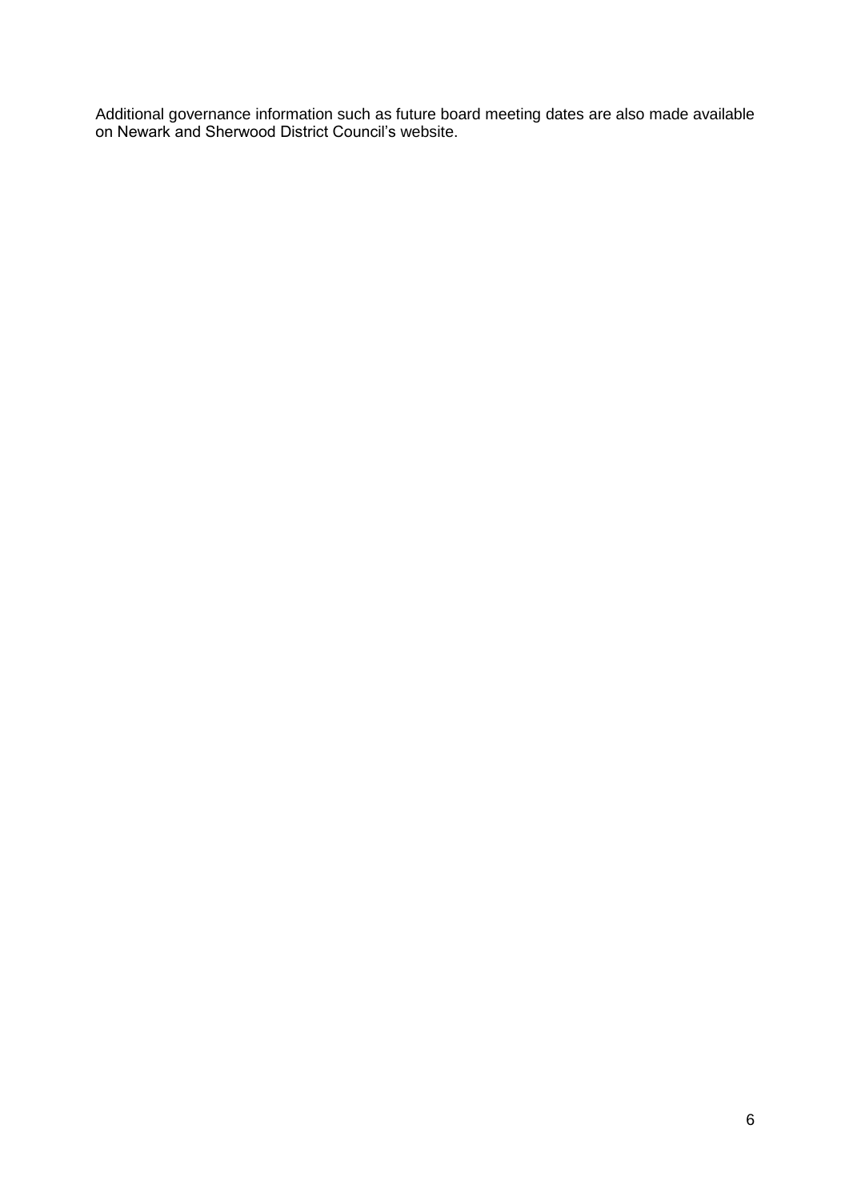Additional governance information such as future board meeting dates are also made available on Newark and Sherwood District Council's website.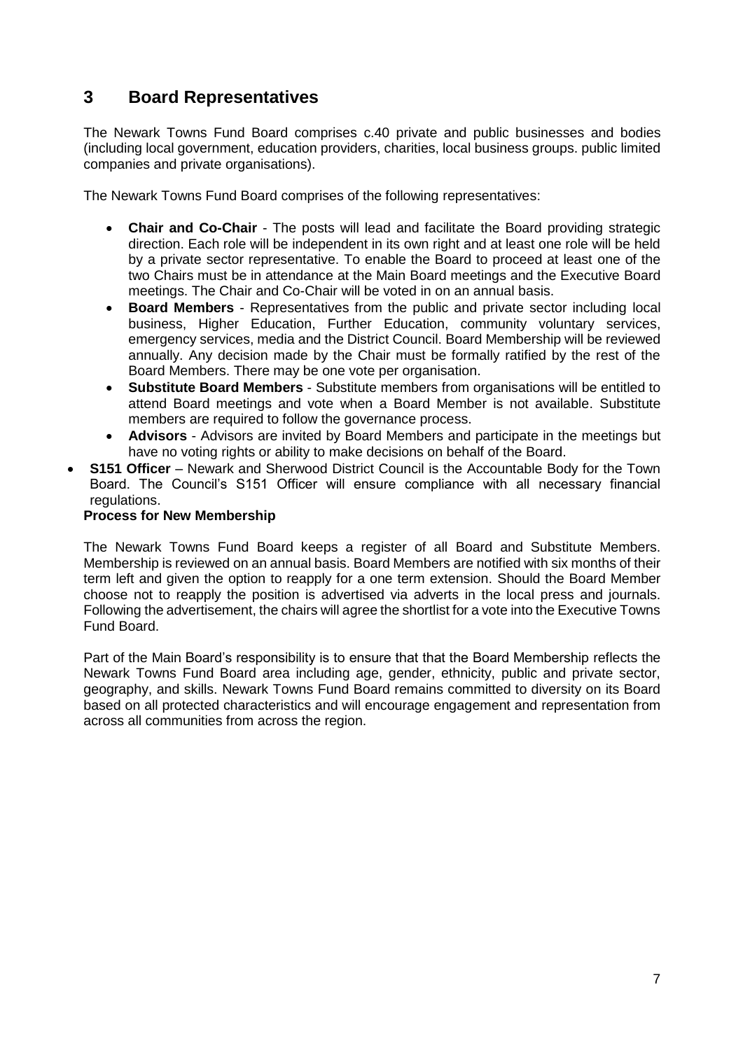# 3 Board Representatives

The Newark Towns Fund Board comprises c.40 private and public businesses and bodies (including local government, education providers, charities, local business groups. public limited companies and private organisations).

The Newark Towns Fund Board comprises of the following representatives:

- **Chair and Co-Chair** - The posts will lead and facilitate the Board providing strategic direction. Each role will be independent in its own right and at least one role will be held by a private sector representative. To enable the Board to proceed at least one of the two Chairs must be in attendance at the Main Board meetings and the Executive Board meetings. The Chair and Co-Chair will be voted in on an annual basis.
- **Board Members** - Representatives from the public and private sector including local business, Higher Education, Further Education, community voluntary services, emergency services, media and the District Council. Board Membership will be reviewed annually. Any decision made by the Chair must be formally ratified by the rest of the Board Members. There may be one vote per organisation.
- **Substitute Board Members** - Substitute members from organisations will be entitled to attend Board meetings and vote when a Board Member is not available. Substitute members are required to follow the governance process.
- **Advisors** - Advisors are invited by Board Members and participate in the meetings but have no voting rights or ability to make decisions on behalf of the Board.
- **S151 Officer** – Newark and Sherwood District Council is the Accountable Body for the Town Board. The Council's S151 Officer will ensure compliance with all necessary financial regulations.

**Process for New Membership**

The Newark Towns Fund Board keeps a register of all Board and Substitute Members. Membership is reviewed on an annual basis. Board Members are notified with six months of their term left and given the option to reapply for a one term extension. Should the Board Member choose not to reapply the position is advertised via adverts in the local press and journals. Following the advertisement, the chairs will agree the shortlist for a vote into the Executive Towns Fund Board.

Part of the Main Board's responsibility is to ensure that that the Board Membership reflects the Newark Towns Fund Board area including age, gender, ethnicity, public and private sector, geography, and skills. Newark Towns Fund Board remains committed to diversity on its Board based on all protected characteristics and will encourage engagement and representation from across all communities from across the region.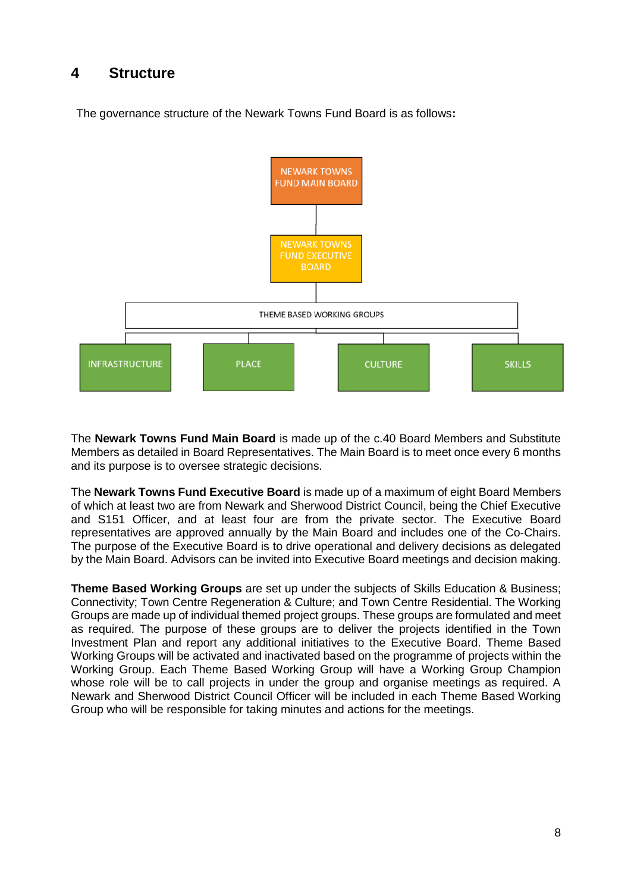## 4 Structure

The governance structure of the Newark Towns Fund Board is as follows**:**

NEWARK TOWNS FUND MAIN BOARD

NEWARK TOWNS FUND EXECUTIVE BOARD

THEME BASED WORKING GROUPS

INFRASTRUCTURE | PLACE | CULTURE | SKILLS

The **Newark Towns Fund Main Board** is made up of the c.40 Board Members and Substitute Members as detailed in Board Representatives. The Main Board is to meet once every 6 months and its purpose is to oversee strategic decisions.

The **Newark Towns Fund Executive Board** is made up of a maximum of eight Board Members of which at least two are from Newark and Sherwood District Council, being the Chief Executive and S151 Officer, and at least four are from the private sector. The Executive Board representatives are approved annually by the Main Board and includes one of the Co-Chairs. The purpose of the Executive Board is to drive operational and delivery decisions as delegated by the Main Board. Advisors can be invited into Executive Board meetings and decision making.

**Theme Based Working Groups** are set up under the subjects of Skills Education & Business; Connectivity; Town Centre Regeneration & Culture; and Town Centre Residential. The Working Groups are made up of individual themed project groups. These groups are formulated and meet as required. The purpose of these groups are to deliver the projects identified in the Town Investment Plan and report any additional initiatives to the Executive Board. Theme Based Working Groups will be activated and inactivated based on the programme of projects within the Working Group. Each Theme Based Working Group will have a Working Group Champion whose role will be to call projects in under the group and organise meetings as required. A Newark and Sherwood District Council Officer will be included in each Theme Based Working Group who will be responsible for taking minutes and actions for the meetings.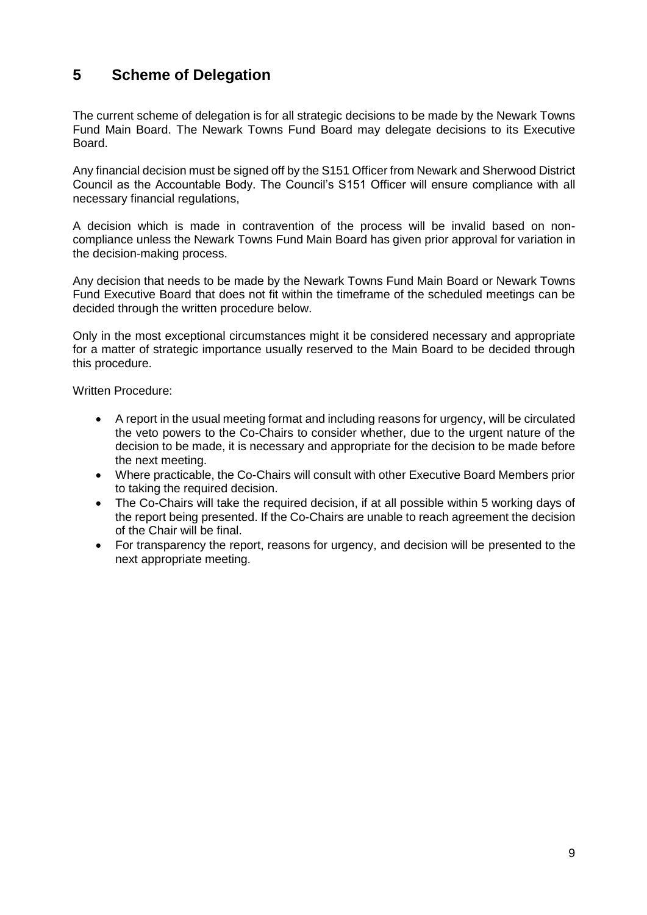# 5 Scheme of Delegation

The current scheme of delegation is for all strategic decisions to be made by the Newark Towns Fund Main Board. The Newark Towns Fund Board may delegate decisions to its Executive Board.

Any financial decision must be signed off by the S151 Officer from Newark and Sherwood District Council as the Accountable Body. The Council's S151 Officer will ensure compliance with all necessary financial regulations,

A decision which is made in contravention of the process will be invalid based on non-compliance unless the Newark Towns Fund Main Board has given prior approval for variation in the decision-making process.

Any decision that needs to be made by the Newark Towns Fund Main Board or Newark Towns Fund Executive Board that does not fit within the timeframe of the scheduled meetings can be decided through the written procedure below.

Only in the most exceptional circumstances might it be considered necessary and appropriate for a matter of strategic importance usually reserved to the Main Board to be decided through this procedure.

Written Procedure:

- A report in the usual meeting format and including reasons for urgency, will be circulated the veto powers to the Co-Chairs to consider whether, due to the urgent nature of the decision to be made, it is necessary and appropriate for the decision to be made before the next meeting.
- Where practicable, the Co-Chairs will consult with other Executive Board Members prior to taking the required decision.
- The Co-Chairs will take the required decision, if at all possible within 5 working days of the report being presented. If the Co-Chairs are unable to reach agreement the decision of the Chair will be final.
- For transparency the report, reasons for urgency, and decision will be presented to the next appropriate meeting.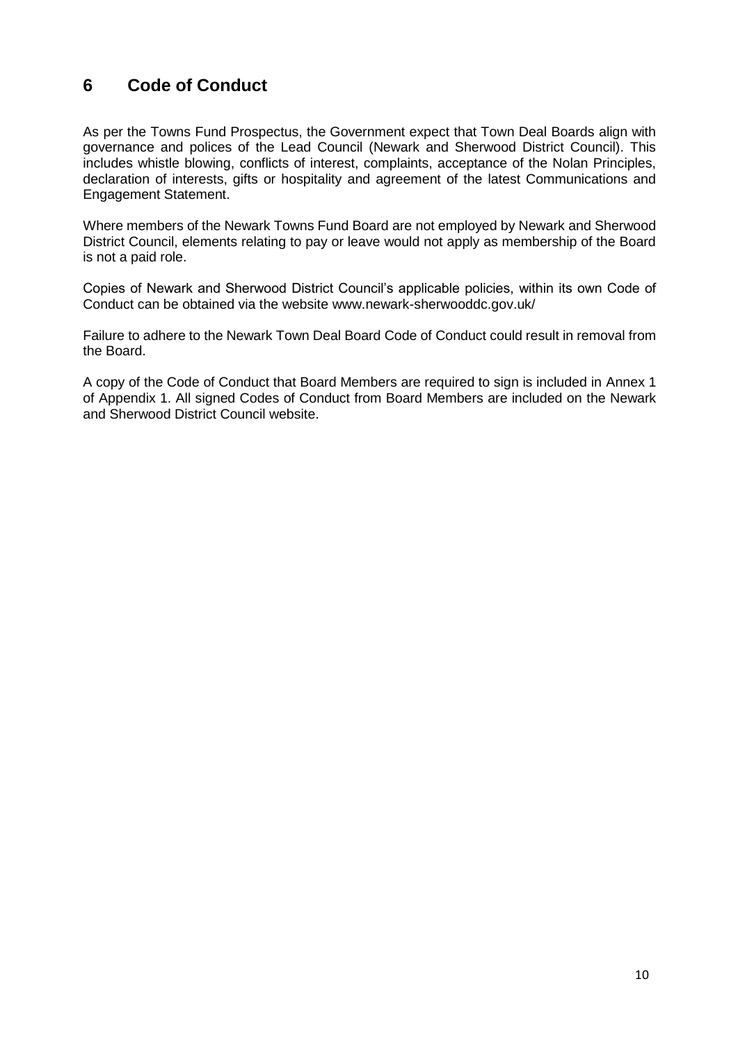## 6 Code of Conduct

As per the Towns Fund Prospectus, the Government expect that Town Deal Boards align with governance and polices of the Lead Council (Newark and Sherwood District Council). This includes whistle blowing, conflicts of interest, complaints, acceptance of the Nolan Principles, declaration of interests, gifts or hospitality and agreement of the latest Communications and Engagement Statement.

Where members of the Newark Towns Fund Board are not employed by Newark and Sherwood District Council, elements relating to pay or leave would not apply as membership of the Board is not a paid role.

Copies of Newark and Sherwood District Council's applicable policies, within its own Code of Conduct can be obtained via the website www.newark-sherwooddc.gov.uk/

Failure to adhere to the Newark Town Deal Board Code of Conduct could result in removal from the Board.

A copy of the Code of Conduct that Board Members are required to sign is included in Annex 1 of Appendix 1. All signed Codes of Conduct from Board Members are included on the Newark and Sherwood District Council website.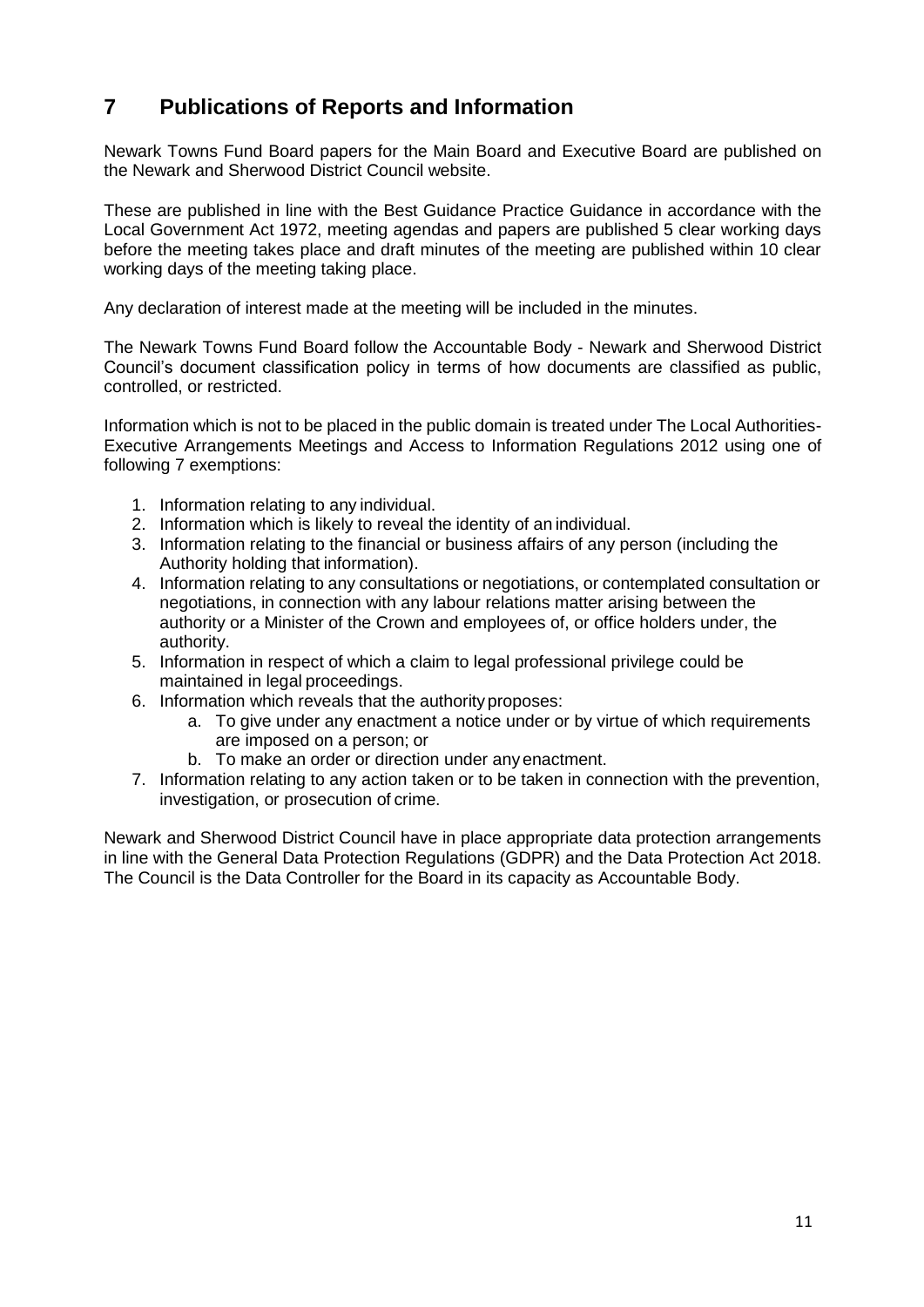# 7 Publications of Reports and Information

Newark Towns Fund Board papers for the Main Board and Executive Board are published on the Newark and Sherwood District Council website.

These are published in line with the Best Guidance Practice Guidance in accordance with the Local Government Act 1972, meeting agendas and papers are published 5 clear working days before the meeting takes place and draft minutes of the meeting are published within 10 clear working days of the meeting taking place.

Any declaration of interest made at the meeting will be included in the minutes.

The Newark Towns Fund Board follow the Accountable Body - Newark and Sherwood District Council's document classification policy in terms of how documents are classified as public, controlled, or restricted.

Information which is not to be placed in the public domain is treated under The Local Authorities-Executive Arrangements Meetings and Access to Information Regulations 2012 using one of following 7 exemptions:

1. Information relating to any individual.
2. Information which is likely to reveal the identity of an individual.
3. Information relating to the financial or business affairs of any person (including the Authority holding that information).
4. Information relating to any consultations or negotiations, or contemplated consultation or negotiations, in connection with any labour relations matter arising between the authority or a Minister of the Crown and employees of, or office holders under, the authority.
5. Information in respect of which a claim to legal professional privilege could be maintained in legal proceedings.
6. Information which reveals that the authority proposes:
   a. To give under any enactment a notice under or by virtue of which requirements are imposed on a person; or
   b. To make an order or direction under any enactment.
7. Information relating to any action taken or to be taken in connection with the prevention, investigation, or prosecution of crime.

Newark and Sherwood District Council have in place appropriate data protection arrangements in line with the General Data Protection Regulations (GDPR) and the Data Protection Act 2018. The Council is the Data Controller for the Board in its capacity as Accountable Body.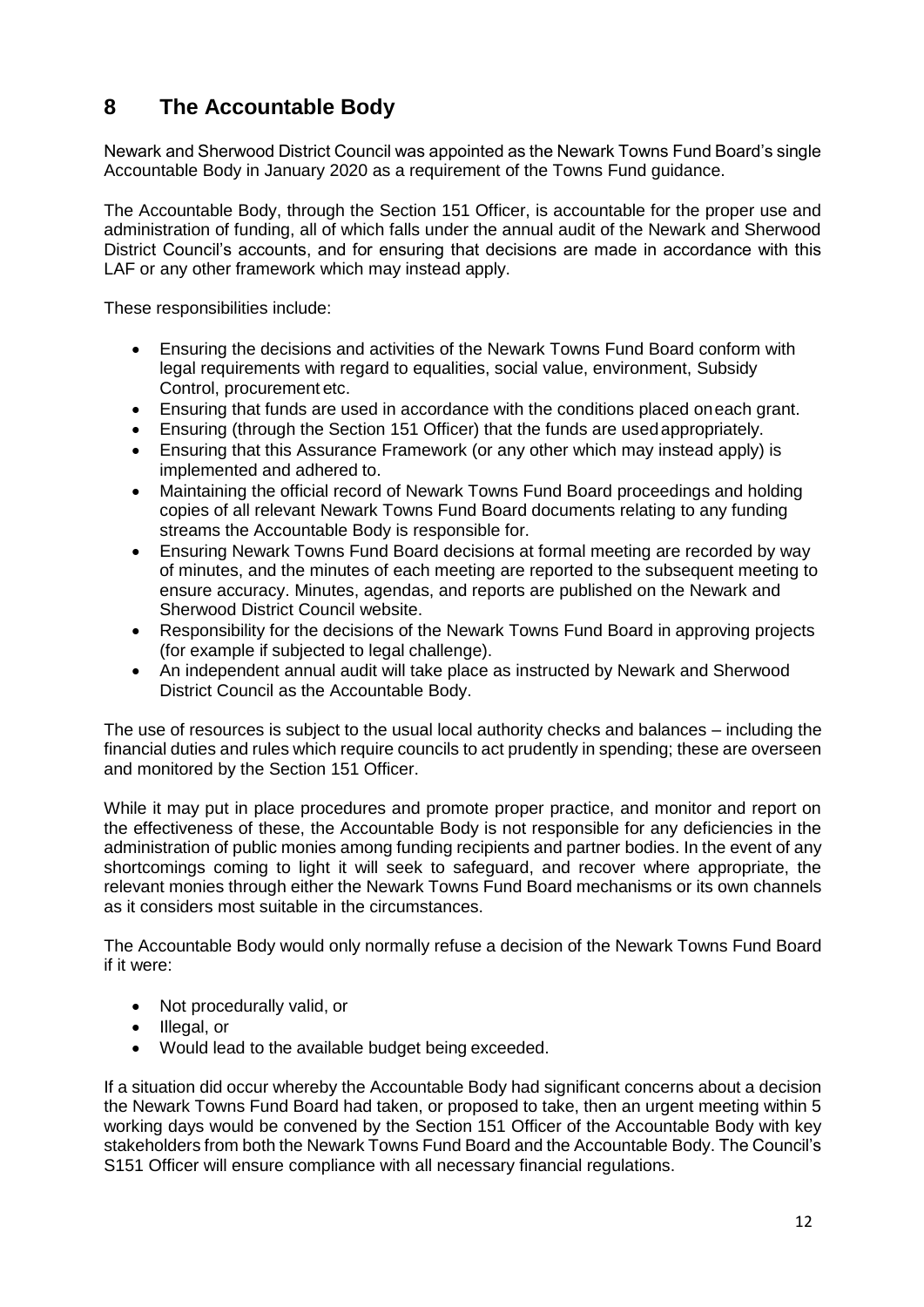## 8 The Accountable Body

Newark and Sherwood District Council was appointed as the Newark Towns Fund Board's single Accountable Body in January 2020 as a requirement of the Towns Fund guidance.

The Accountable Body, through the Section 151 Officer, is accountable for the proper use and administration of funding, all of which falls under the annual audit of the Newark and Sherwood District Council's accounts, and for ensuring that decisions are made in accordance with this LAF or any other framework which may instead apply.

These responsibilities include:

- Ensuring the decisions and activities of the Newark Towns Fund Board conform with legal requirements with regard to equalities, social value, environment, Subsidy Control, procurement etc.
- Ensuring that funds are used in accordance with the conditions placed on each grant.
- Ensuring (through the Section 151 Officer) that the funds are used appropriately.
- Ensuring that this Assurance Framework (or any other which may instead apply) is implemented and adhered to.
- Maintaining the official record of Newark Towns Fund Board proceedings and holding copies of all relevant Newark Towns Fund Board documents relating to any funding streams the Accountable Body is responsible for.
- Ensuring Newark Towns Fund Board decisions at formal meeting are recorded by way of minutes, and the minutes of each meeting are reported to the subsequent meeting to ensure accuracy. Minutes, agendas, and reports are published on the Newark and Sherwood District Council website.
- Responsibility for the decisions of the Newark Towns Fund Board in approving projects (for example if subjected to legal challenge).
- An independent annual audit will take place as instructed by Newark and Sherwood District Council as the Accountable Body.

The use of resources is subject to the usual local authority checks and balances – including the financial duties and rules which require councils to act prudently in spending; these are overseen and monitored by the Section 151 Officer.

While it may put in place procedures and promote proper practice, and monitor and report on the effectiveness of these, the Accountable Body is not responsible for any deficiencies in the administration of public monies among funding recipients and partner bodies. In the event of any shortcomings coming to light it will seek to safeguard, and recover where appropriate, the relevant monies through either the Newark Towns Fund Board mechanisms or its own channels as it considers most suitable in the circumstances.

The Accountable Body would only normally refuse a decision of the Newark Towns Fund Board if it were:

- Not procedurally valid, or
- Illegal, or
- Would lead to the available budget being exceeded.

If a situation did occur whereby the Accountable Body had significant concerns about a decision the Newark Towns Fund Board had taken, or proposed to take, then an urgent meeting within 5 working days would be convened by the Section 151 Officer of the Accountable Body with key stakeholders from both the Newark Towns Fund Board and the Accountable Body. The Council's S151 Officer will ensure compliance with all necessary financial regulations.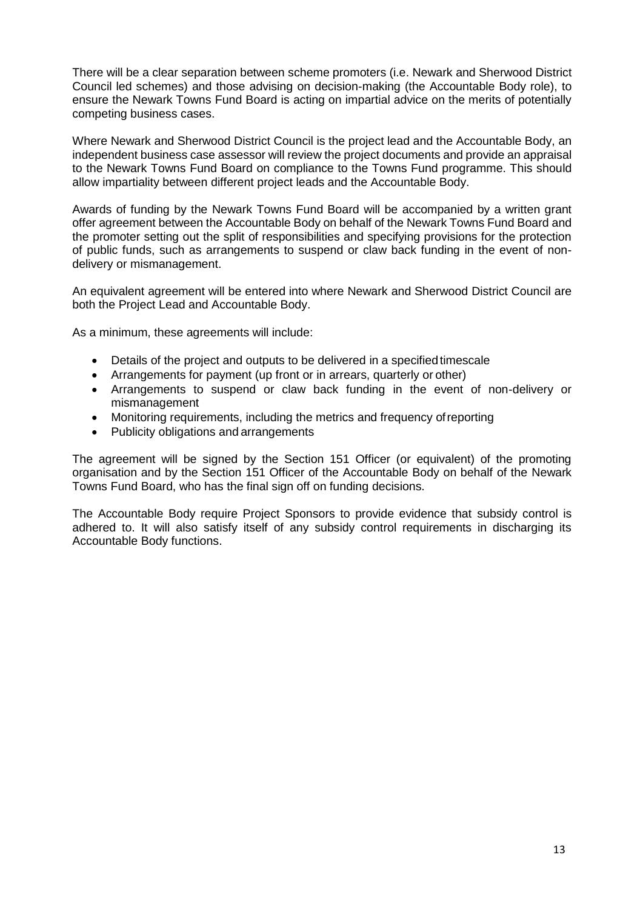There will be a clear separation between scheme promoters (i.e. Newark and Sherwood District Council led schemes) and those advising on decision-making (the Accountable Body role), to ensure the Newark Towns Fund Board is acting on impartial advice on the merits of potentially competing business cases.

Where Newark and Sherwood District Council is the project lead and the Accountable Body, an independent business case assessor will review the project documents and provide an appraisal to the Newark Towns Fund Board on compliance to the Towns Fund programme. This should allow impartiality between different project leads and the Accountable Body.

Awards of funding by the Newark Towns Fund Board will be accompanied by a written grant offer agreement between the Accountable Body on behalf of the Newark Towns Fund Board and the promoter setting out the split of responsibilities and specifying provisions for the protection of public funds, such as arrangements to suspend or claw back funding in the event of non-delivery or mismanagement.

An equivalent agreement will be entered into where Newark and Sherwood District Council are both the Project Lead and Accountable Body.

As a minimum, these agreements will include:

- Details of the project and outputs to be delivered in a specified timescale
- Arrangements for payment (up front or in arrears, quarterly or other)
- Arrangements to suspend or claw back funding in the event of non-delivery or mismanagement
- Monitoring requirements, including the metrics and frequency of reporting
- Publicity obligations and arrangements

The agreement will be signed by the Section 151 Officer (or equivalent) of the promoting organisation and by the Section 151 Officer of the Accountable Body on behalf of the Newark Towns Fund Board, who has the final sign off on funding decisions.

The Accountable Body require Project Sponsors to provide evidence that subsidy control is adhered to. It will also satisfy itself of any subsidy control requirements in discharging its Accountable Body functions.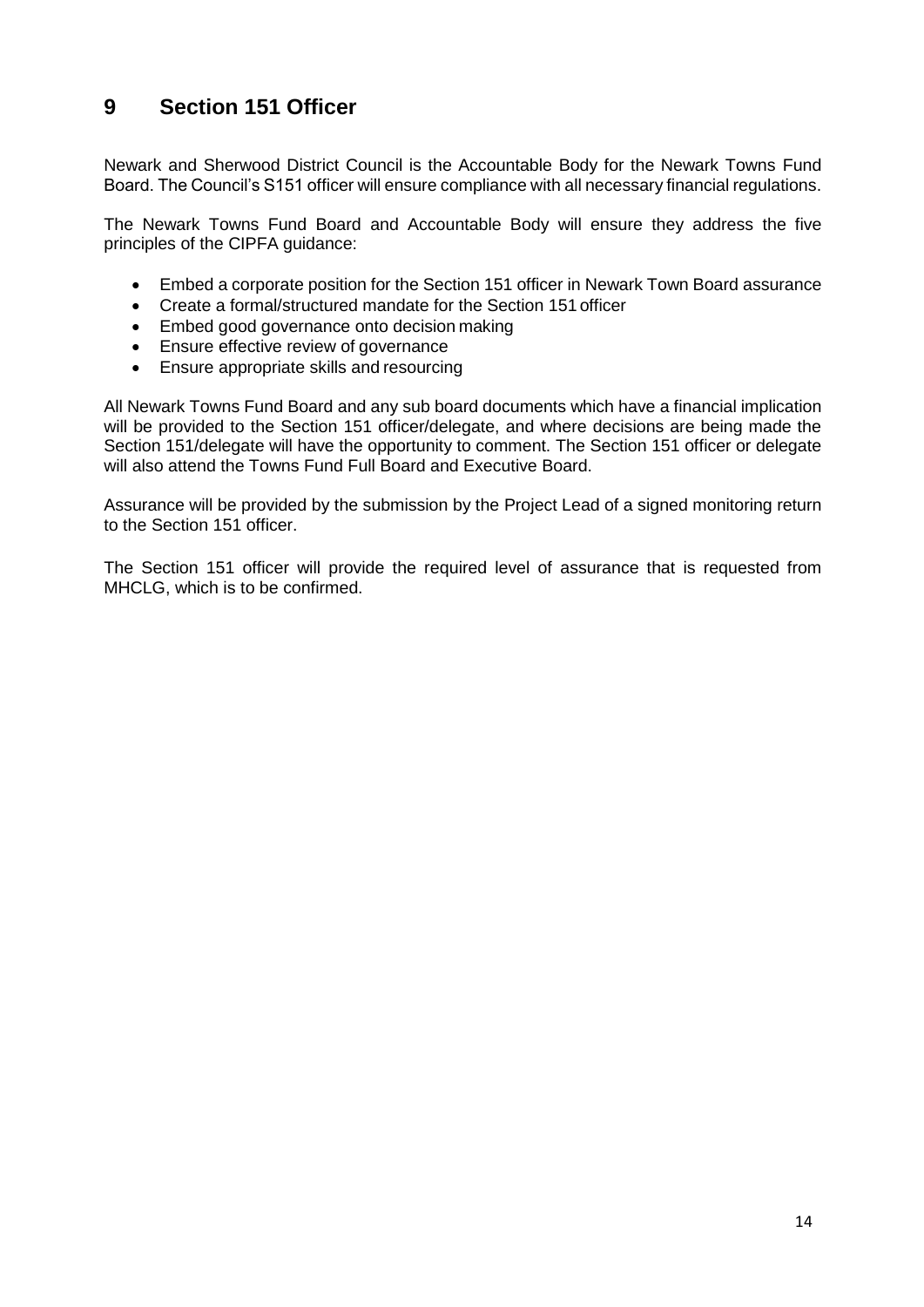## 9 Section 151 Officer

Newark and Sherwood District Council is the Accountable Body for the Newark Towns Fund Board. The Council's S151 officer will ensure compliance with all necessary financial regulations.

The Newark Towns Fund Board and Accountable Body will ensure they address the five principles of the CIPFA guidance:

- Embed a corporate position for the Section 151 officer in Newark Town Board assurance
- Create a formal/structured mandate for the Section 151 officer
- Embed good governance onto decision making
- Ensure effective review of governance
- Ensure appropriate skills and resourcing

All Newark Towns Fund Board and any sub board documents which have a financial implication will be provided to the Section 151 officer/delegate, and where decisions are being made the Section 151/delegate will have the opportunity to comment. The Section 151 officer or delegate will also attend the Towns Fund Full Board and Executive Board.

Assurance will be provided by the submission by the Project Lead of a signed monitoring return to the Section 151 officer.

The Section 151 officer will provide the required level of assurance that is requested from MHCLG, which is to be confirmed.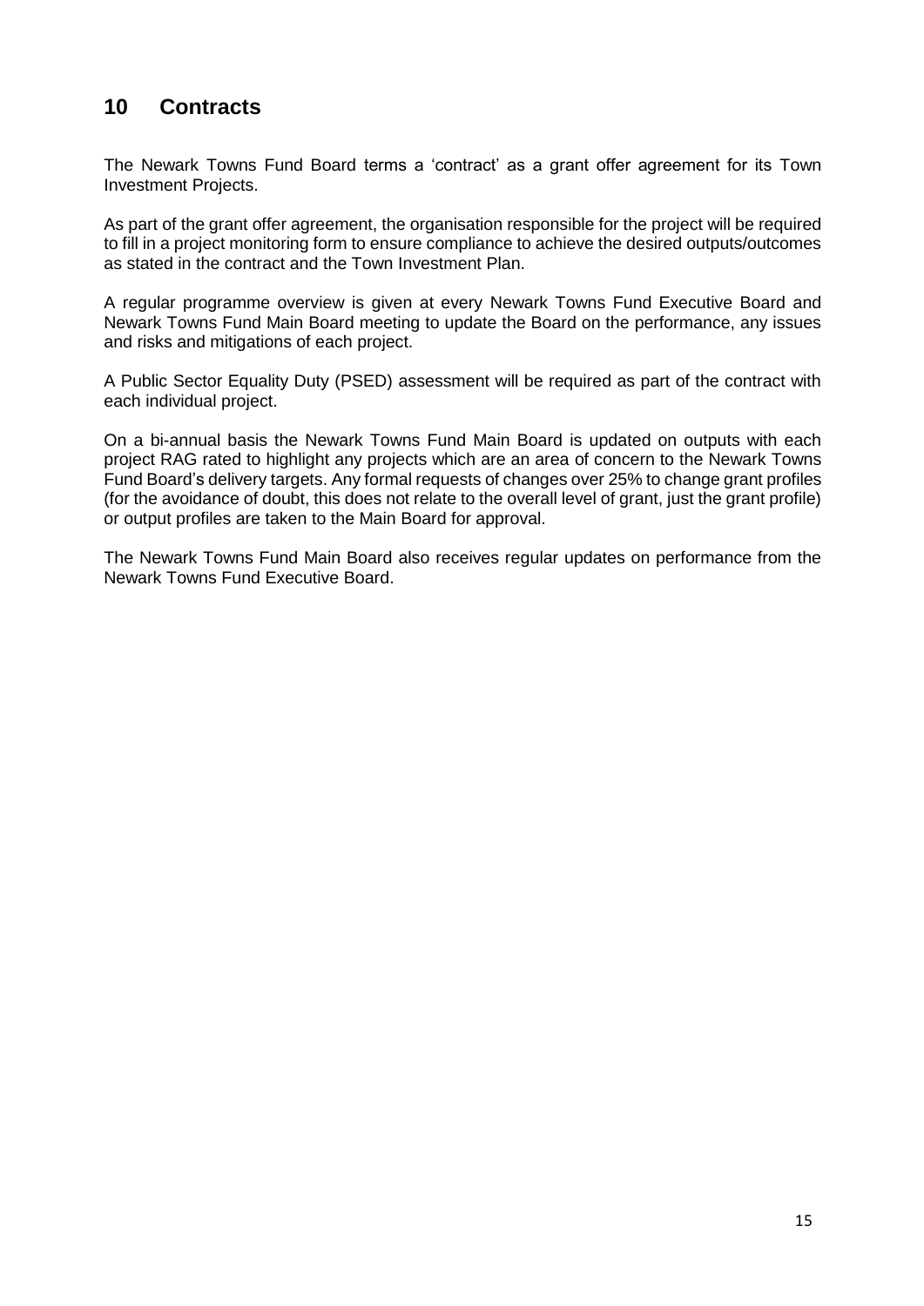## 10 Contracts

The Newark Towns Fund Board terms a 'contract' as a grant offer agreement for its Town Investment Projects.

As part of the grant offer agreement, the organisation responsible for the project will be required to fill in a project monitoring form to ensure compliance to achieve the desired outputs/outcomes as stated in the contract and the Town Investment Plan.

A regular programme overview is given at every Newark Towns Fund Executive Board and Newark Towns Fund Main Board meeting to update the Board on the performance, any issues and risks and mitigations of each project.

A Public Sector Equality Duty (PSED) assessment will be required as part of the contract with each individual project.

On a bi-annual basis the Newark Towns Fund Main Board is updated on outputs with each project RAG rated to highlight any projects which are an area of concern to the Newark Towns Fund Board's delivery targets. Any formal requests of changes over 25% to change grant profiles (for the avoidance of doubt, this does not relate to the overall level of grant, just the grant profile) or output profiles are taken to the Main Board for approval.

The Newark Towns Fund Main Board also receives regular updates on performance from the Newark Towns Fund Executive Board.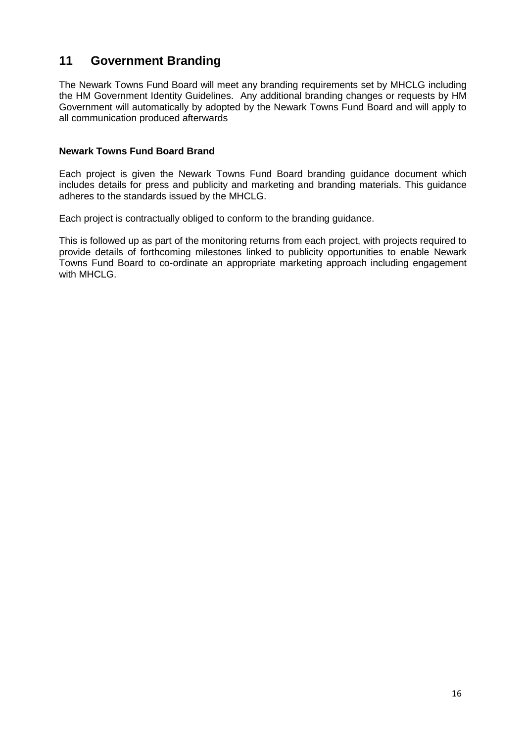## 11 Government Branding

The Newark Towns Fund Board will meet any branding requirements set by MHCLG including the HM Government Identity Guidelines. Any additional branding changes or requests by HM Government will automatically by adopted by the Newark Towns Fund Board and will apply to all communication produced afterwards

**Newark Towns Fund Board Brand**

Each project is given the Newark Towns Fund Board branding guidance document which includes details for press and publicity and marketing and branding materials. This guidance adheres to the standards issued by the MHCLG.

Each project is contractually obliged to conform to the branding guidance.

This is followed up as part of the monitoring returns from each project, with projects required to provide details of forthcoming milestones linked to publicity opportunities to enable Newark Towns Fund Board to co-ordinate an appropriate marketing approach including engagement with MHCLG.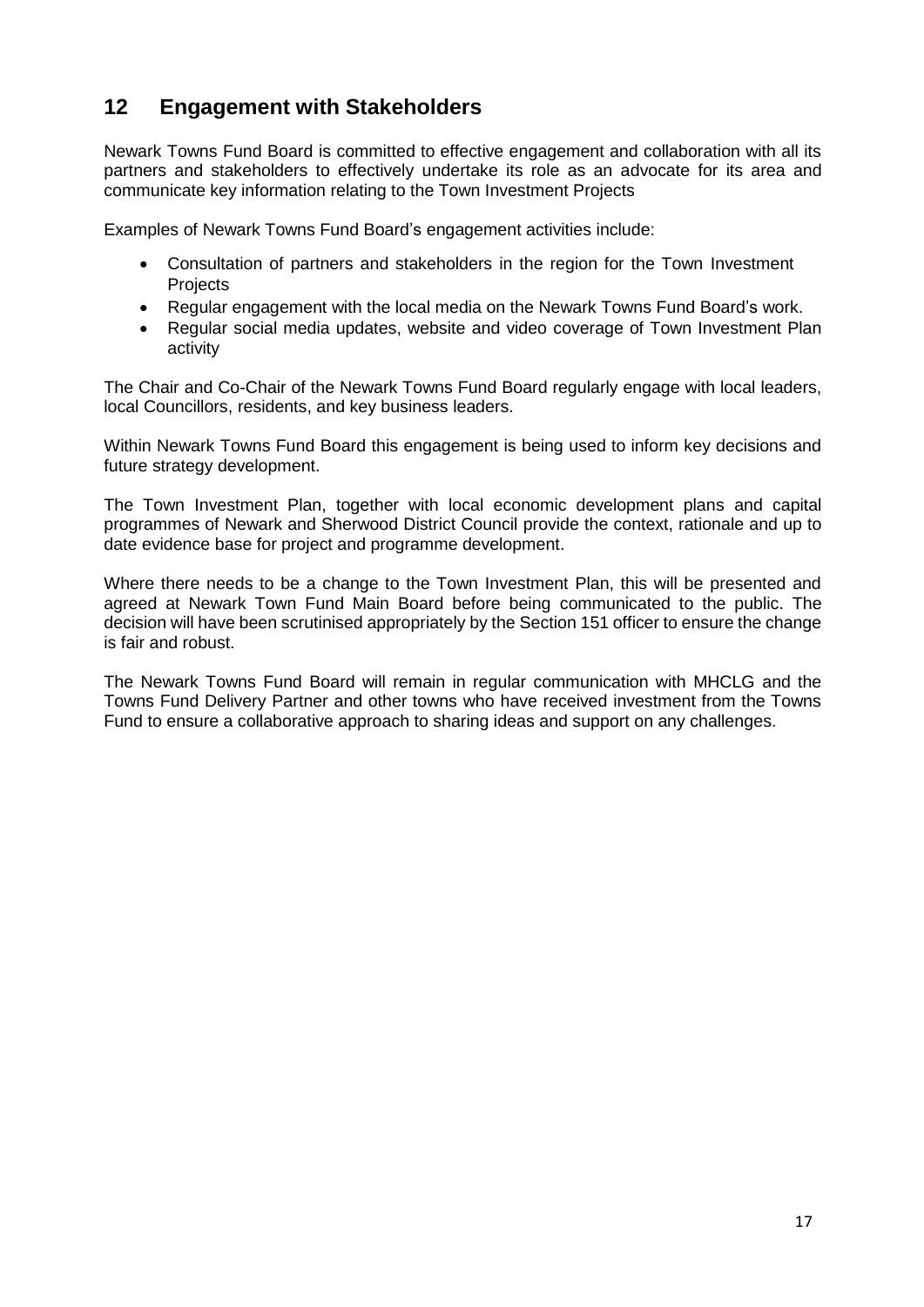## 12 Engagement with Stakeholders

Newark Towns Fund Board is committed to effective engagement and collaboration with all its partners and stakeholders to effectively undertake its role as an advocate for its area and communicate key information relating to the Town Investment Projects

Examples of Newark Towns Fund Board's engagement activities include:

- Consultation of partners and stakeholders in the region for the Town Investment Projects
- Regular engagement with the local media on the Newark Towns Fund Board's work.
- Regular social media updates, website and video coverage of Town Investment Plan activity

The Chair and Co-Chair of the Newark Towns Fund Board regularly engage with local leaders, local Councillors, residents, and key business leaders.

Within Newark Towns Fund Board this engagement is being used to inform key decisions and future strategy development.

The Town Investment Plan, together with local economic development plans and capital programmes of Newark and Sherwood District Council provide the context, rationale and up to date evidence base for project and programme development.

Where there needs to be a change to the Town Investment Plan, this will be presented and agreed at Newark Town Fund Main Board before being communicated to the public. The decision will have been scrutinised appropriately by the Section 151 officer to ensure the change is fair and robust.

The Newark Towns Fund Board will remain in regular communication with MHCLG and the Towns Fund Delivery Partner and other towns who have received investment from the Towns Fund to ensure a collaborative approach to sharing ideas and support on any challenges.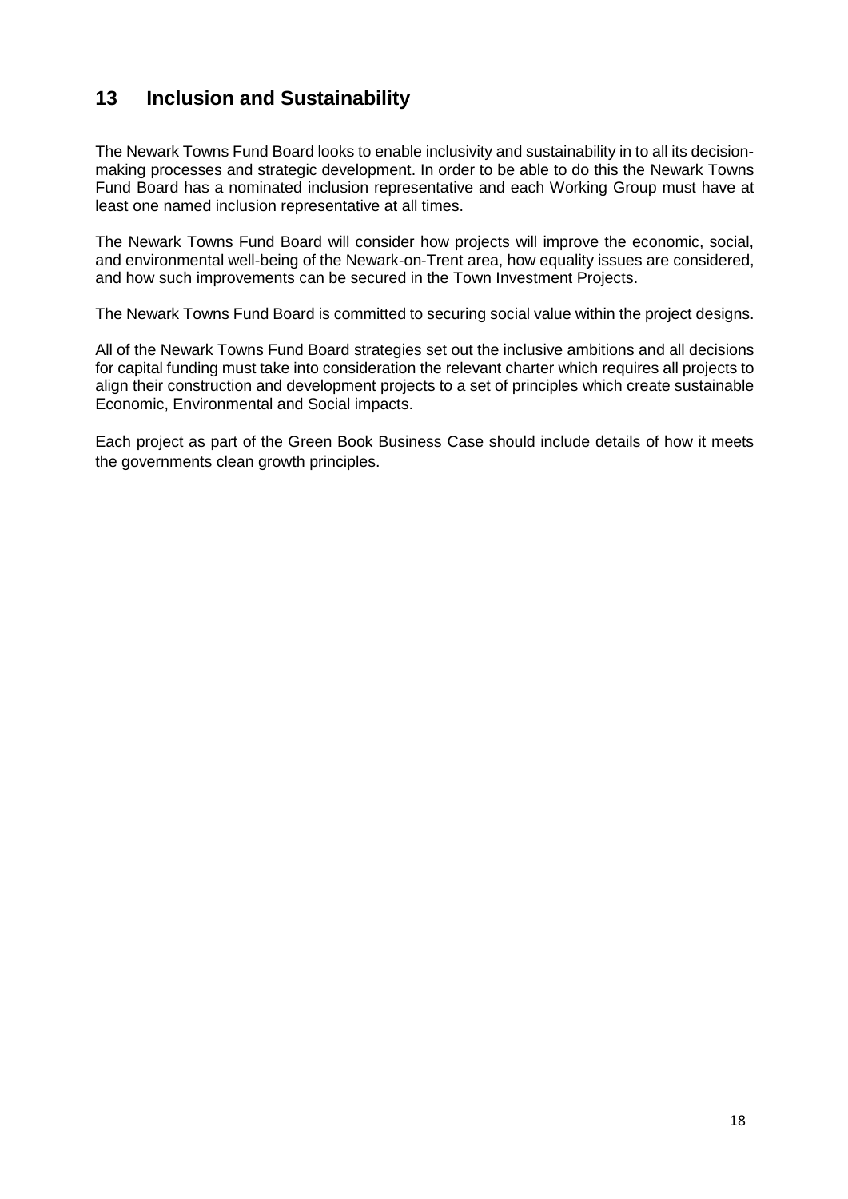## 13 Inclusion and Sustainability

The Newark Towns Fund Board looks to enable inclusivity and sustainability in to all its decision-making processes and strategic development. In order to be able to do this the Newark Towns Fund Board has a nominated inclusion representative and each Working Group must have at least one named inclusion representative at all times.

The Newark Towns Fund Board will consider how projects will improve the economic, social, and environmental well-being of the Newark-on-Trent area, how equality issues are considered, and how such improvements can be secured in the Town Investment Projects.

The Newark Towns Fund Board is committed to securing social value within the project designs.

All of the Newark Towns Fund Board strategies set out the inclusive ambitions and all decisions for capital funding must take into consideration the relevant charter which requires all projects to align their construction and development projects to a set of principles which create sustainable Economic, Environmental and Social impacts.

Each project as part of the Green Book Business Case should include details of how it meets the governments clean growth principles.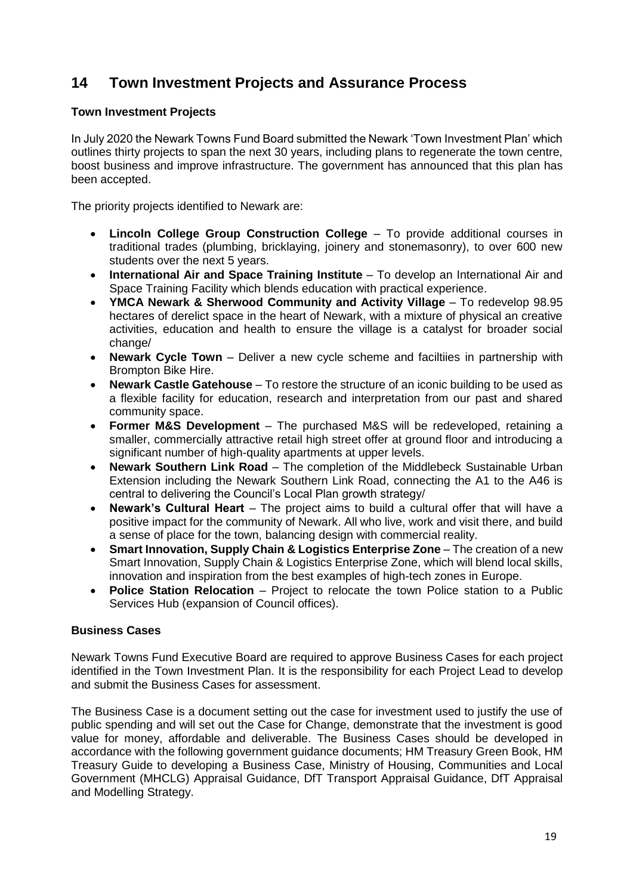# 14 Town Investment Projects and Assurance Process

**Town Investment Projects**

In July 2020 the Newark Towns Fund Board submitted the Newark 'Town Investment Plan' which outlines thirty projects to span the next 30 years, including plans to regenerate the town centre, boost business and improve infrastructure. The government has announced that this plan has been accepted.

The priority projects identified to Newark are:

- **Lincoln College Group Construction College** – To provide additional courses in traditional trades (plumbing, bricklaying, joinery and stonemasonry), to over 600 new students over the next 5 years.
- **International Air and Space Training Institute** – To develop an International Air and Space Training Facility which blends education with practical experience.
- **YMCA Newark & Sherwood Community and Activity Village** – To redevelop 98.95 hectares of derelict space in the heart of Newark, with a mixture of physical an creative activities, education and health to ensure the village is a catalyst for broader social change/
- **Newark Cycle Town** – Deliver a new cycle scheme and faciltiies in partnership with Brompton Bike Hire.
- **Newark Castle Gatehouse** – To restore the structure of an iconic building to be used as a flexible facility for education, research and interpretation from our past and shared community space.
- **Former M&S Development** – The purchased M&S will be redeveloped, retaining a smaller, commercially attractive retail high street offer at ground floor and introducing a significant number of high-quality apartments at upper levels.
- **Newark Southern Link Road** – The completion of the Middlebeck Sustainable Urban Extension including the Newark Southern Link Road, connecting the A1 to the A46 is central to delivering the Council's Local Plan growth strategy/
- **Newark's Cultural Heart** – The project aims to build a cultural offer that will have a positive impact for the community of Newark. All who live, work and visit there, and build a sense of place for the town, balancing design with commercial reality.
- **Smart Innovation, Supply Chain & Logistics Enterprise Zone** – The creation of a new Smart Innovation, Supply Chain & Logistics Enterprise Zone, which will blend local skills, innovation and inspiration from the best examples of high-tech zones in Europe.
- **Police Station Relocation** – Project to relocate the town Police station to a Public Services Hub (expansion of Council offices).

**Business Cases**

Newark Towns Fund Executive Board are required to approve Business Cases for each project identified in the Town Investment Plan. It is the responsibility for each Project Lead to develop and submit the Business Cases for assessment.

The Business Case is a document setting out the case for investment used to justify the use of public spending and will set out the Case for Change, demonstrate that the investment is good value for money, affordable and deliverable. The Business Cases should be developed in accordance with the following government guidance documents; HM Treasury Green Book, HM Treasury Guide to developing a Business Case, Ministry of Housing, Communities and Local Government (MHCLG) Appraisal Guidance, DfT Transport Appraisal Guidance, DfT Appraisal and Modelling Strategy.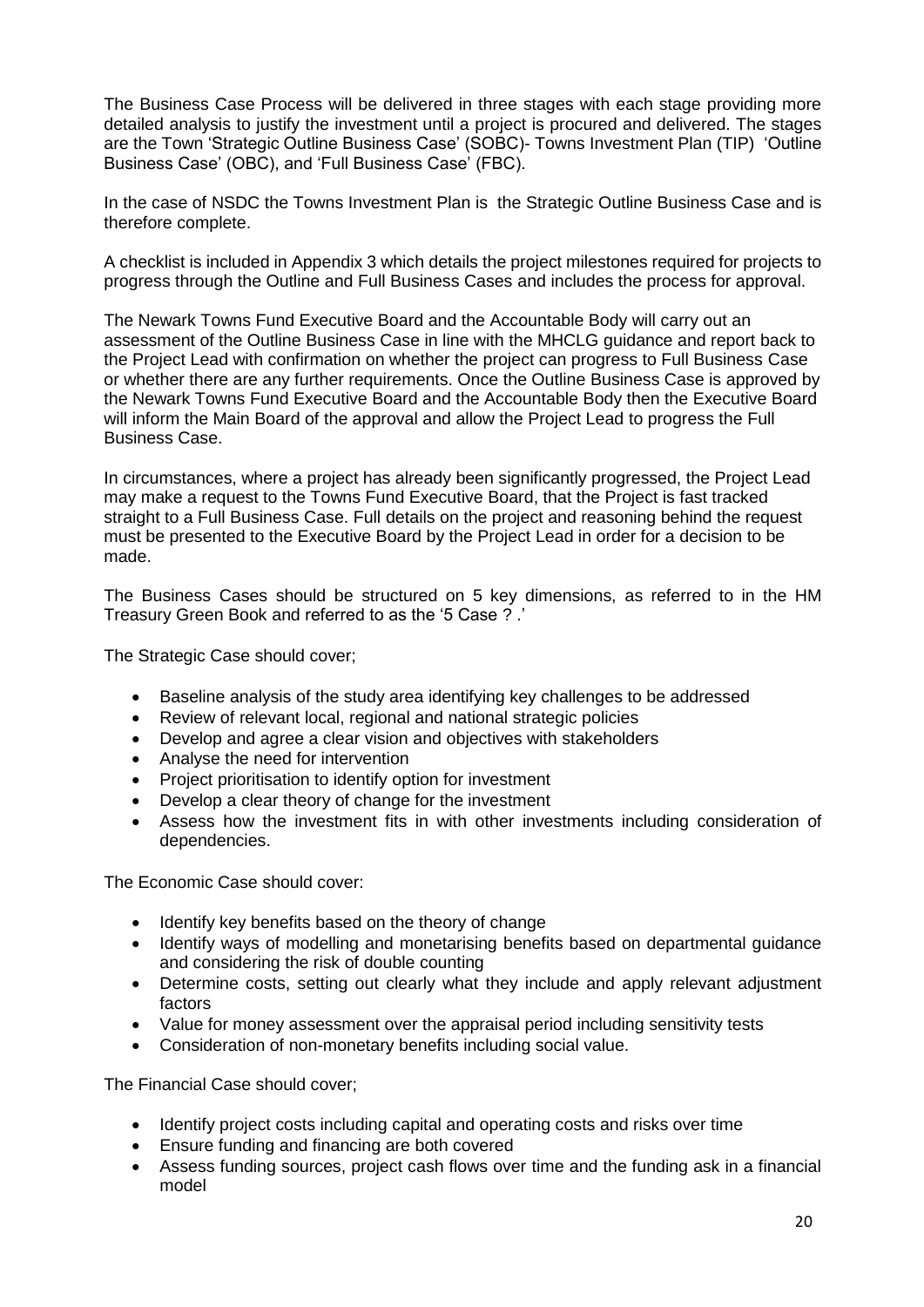The Business Case Process will be delivered in three stages with each stage providing more detailed analysis to justify the investment until a project is procured and delivered. The stages are the Town 'Strategic Outline Business Case' (SOBC)- Towns Investment Plan (TIP) 'Outline Business Case' (OBC), and 'Full Business Case' (FBC).

In the case of NSDC the Towns Investment Plan is the Strategic Outline Business Case and is therefore complete.

A checklist is included in Appendix 3 which details the project milestones required for projects to progress through the Outline and Full Business Cases and includes the process for approval.

The Newark Towns Fund Executive Board and the Accountable Body will carry out an assessment of the Outline Business Case in line with the MHCLG guidance and report back to the Project Lead with confirmation on whether the project can progress to Full Business Case or whether there are any further requirements. Once the Outline Business Case is approved by the Newark Towns Fund Executive Board and the Accountable Body then the Executive Board will inform the Main Board of the approval and allow the Project Lead to progress the Full Business Case.

In circumstances, where a project has already been significantly progressed, the Project Lead may make a request to the Towns Fund Executive Board, that the Project is fast tracked straight to a Full Business Case. Full details on the project and reasoning behind the request must be presented to the Executive Board by the Project Lead in order for a decision to be made.

The Business Cases should be structured on 5 key dimensions, as referred to in the HM Treasury Green Book and referred to as the '5 Case ? .'

The Strategic Case should cover;

- Baseline analysis of the study area identifying key challenges to be addressed
- Review of relevant local, regional and national strategic policies
- Develop and agree a clear vision and objectives with stakeholders
- Analyse the need for intervention
- Project prioritisation to identify option for investment
- Develop a clear theory of change for the investment
- Assess how the investment fits in with other investments including consideration of dependencies.

The Economic Case should cover:

- Identify key benefits based on the theory of change
- Identify ways of modelling and monetarising benefits based on departmental guidance and considering the risk of double counting
- Determine costs, setting out clearly what they include and apply relevant adjustment factors
- Value for money assessment over the appraisal period including sensitivity tests
- Consideration of non-monetary benefits including social value.

The Financial Case should cover;

- Identify project costs including capital and operating costs and risks over time
- Ensure funding and financing are both covered
- Assess funding sources, project cash flows over time and the funding ask in a financial model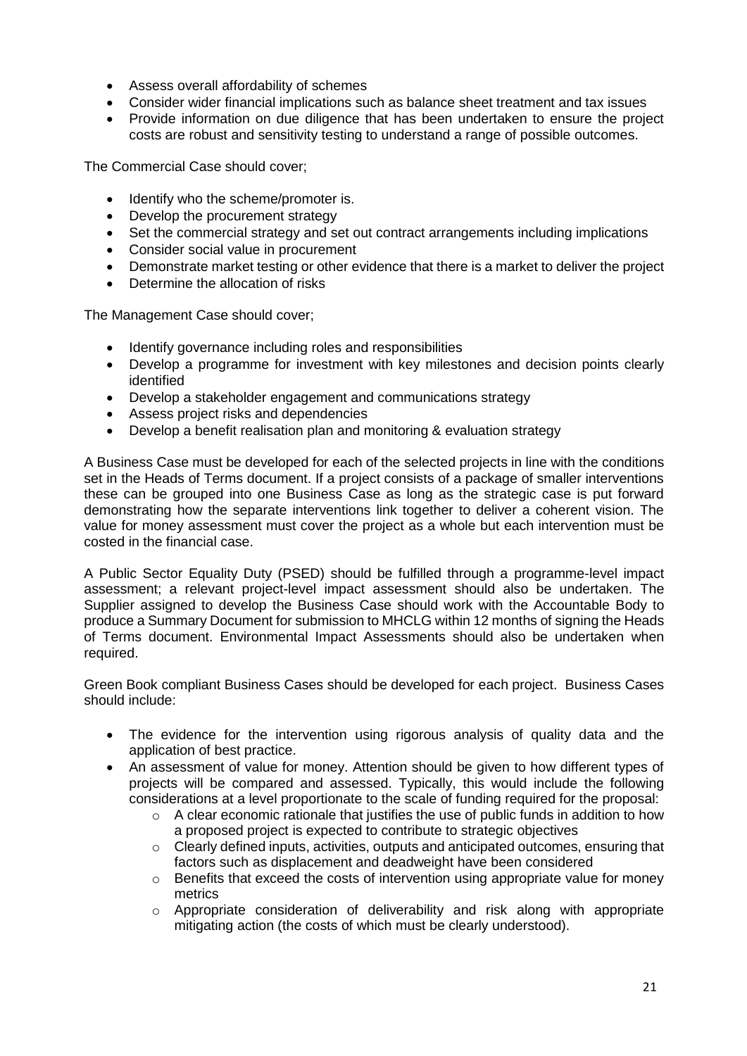- Assess overall affordability of schemes
- Consider wider financial implications such as balance sheet treatment and tax issues
- Provide information on due diligence that has been undertaken to ensure the project costs are robust and sensitivity testing to understand a range of possible outcomes.

The Commercial Case should cover;

- Identify who the scheme/promoter is.
- Develop the procurement strategy
- Set the commercial strategy and set out contract arrangements including implications
- Consider social value in procurement
- Demonstrate market testing or other evidence that there is a market to deliver the project
- Determine the allocation of risks

The Management Case should cover;

- Identify governance including roles and responsibilities
- Develop a programme for investment with key milestones and decision points clearly identified
- Develop a stakeholder engagement and communications strategy
- Assess project risks and dependencies
- Develop a benefit realisation plan and monitoring & evaluation strategy

A Business Case must be developed for each of the selected projects in line with the conditions set in the Heads of Terms document. If a project consists of a package of smaller interventions these can be grouped into one Business Case as long as the strategic case is put forward demonstrating how the separate interventions link together to deliver a coherent vision. The value for money assessment must cover the project as a whole but each intervention must be costed in the financial case.

A Public Sector Equality Duty (PSED) should be fulfilled through a programme-level impact assessment; a relevant project-level impact assessment should also be undertaken. The Supplier assigned to develop the Business Case should work with the Accountable Body to produce a Summary Document for submission to MHCLG within 12 months of signing the Heads of Terms document. Environmental Impact Assessments should also be undertaken when required.

Green Book compliant Business Cases should be developed for each project. Business Cases should include:

- The evidence for the intervention using rigorous analysis of quality data and the application of best practice.
- An assessment of value for money. Attention should be given to how different types of projects will be compared and assessed. Typically, this would include the following considerations at a level proportionate to the scale of funding required for the proposal:
  - A clear economic rationale that justifies the use of public funds in addition to how a proposed project is expected to contribute to strategic objectives
  - Clearly defined inputs, activities, outputs and anticipated outcomes, ensuring that factors such as displacement and deadweight have been considered
  - Benefits that exceed the costs of intervention using appropriate value for money metrics
  - Appropriate consideration of deliverability and risk along with appropriate mitigating action (the costs of which must be clearly understood).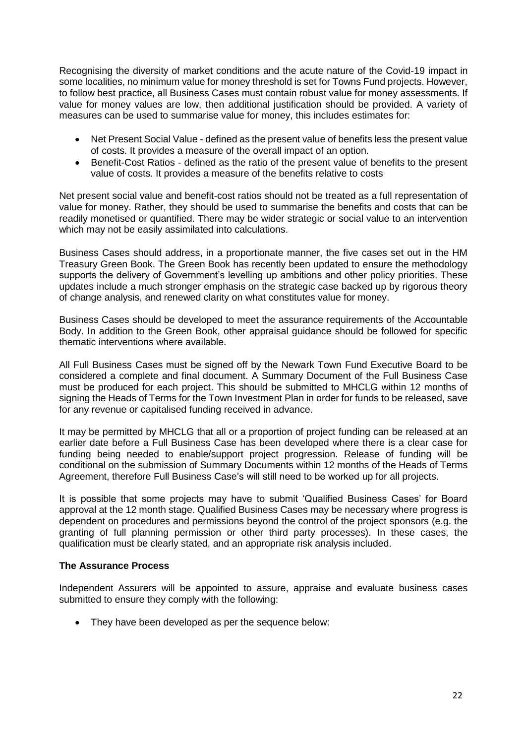Recognising the diversity of market conditions and the acute nature of the Covid-19 impact in some localities, no minimum value for money threshold is set for Towns Fund projects. However, to follow best practice, all Business Cases must contain robust value for money assessments. If value for money values are low, then additional justification should be provided. A variety of measures can be used to summarise value for money, this includes estimates for:

- Net Present Social Value - defined as the present value of benefits less the present value of costs. It provides a measure of the overall impact of an option.
- Benefit-Cost Ratios - defined as the ratio of the present value of benefits to the present value of costs. It provides a measure of the benefits relative to costs

Net present social value and benefit-cost ratios should not be treated as a full representation of value for money. Rather, they should be used to summarise the benefits and costs that can be readily monetised or quantified. There may be wider strategic or social value to an intervention which may not be easily assimilated into calculations.

Business Cases should address, in a proportionate manner, the five cases set out in the HM Treasury Green Book. The Green Book has recently been updated to ensure the methodology supports the delivery of Government's levelling up ambitions and other policy priorities. These updates include a much stronger emphasis on the strategic case backed up by rigorous theory of change analysis, and renewed clarity on what constitutes value for money.

Business Cases should be developed to meet the assurance requirements of the Accountable Body. In addition to the Green Book, other appraisal guidance should be followed for specific thematic interventions where available.

All Full Business Cases must be signed off by the Newark Town Fund Executive Board to be considered a complete and final document. A Summary Document of the Full Business Case must be produced for each project. This should be submitted to MHCLG within 12 months of signing the Heads of Terms for the Town Investment Plan in order for funds to be released, save for any revenue or capitalised funding received in advance.

It may be permitted by MHCLG that all or a proportion of project funding can be released at an earlier date before a Full Business Case has been developed where there is a clear case for funding being needed to enable/support project progression. Release of funding will be conditional on the submission of Summary Documents within 12 months of the Heads of Terms Agreement, therefore Full Business Case's will still need to be worked up for all projects.

It is possible that some projects may have to submit 'Qualified Business Cases' for Board approval at the 12 month stage. Qualified Business Cases may be necessary where progress is dependent on procedures and permissions beyond the control of the project sponsors (e.g. the granting of full planning permission or other third party processes). In these cases, the qualification must be clearly stated, and an appropriate risk analysis included.

**The Assurance Process**

Independent Assurers will be appointed to assure, appraise and evaluate business cases submitted to ensure they comply with the following:

- They have been developed as per the sequence below: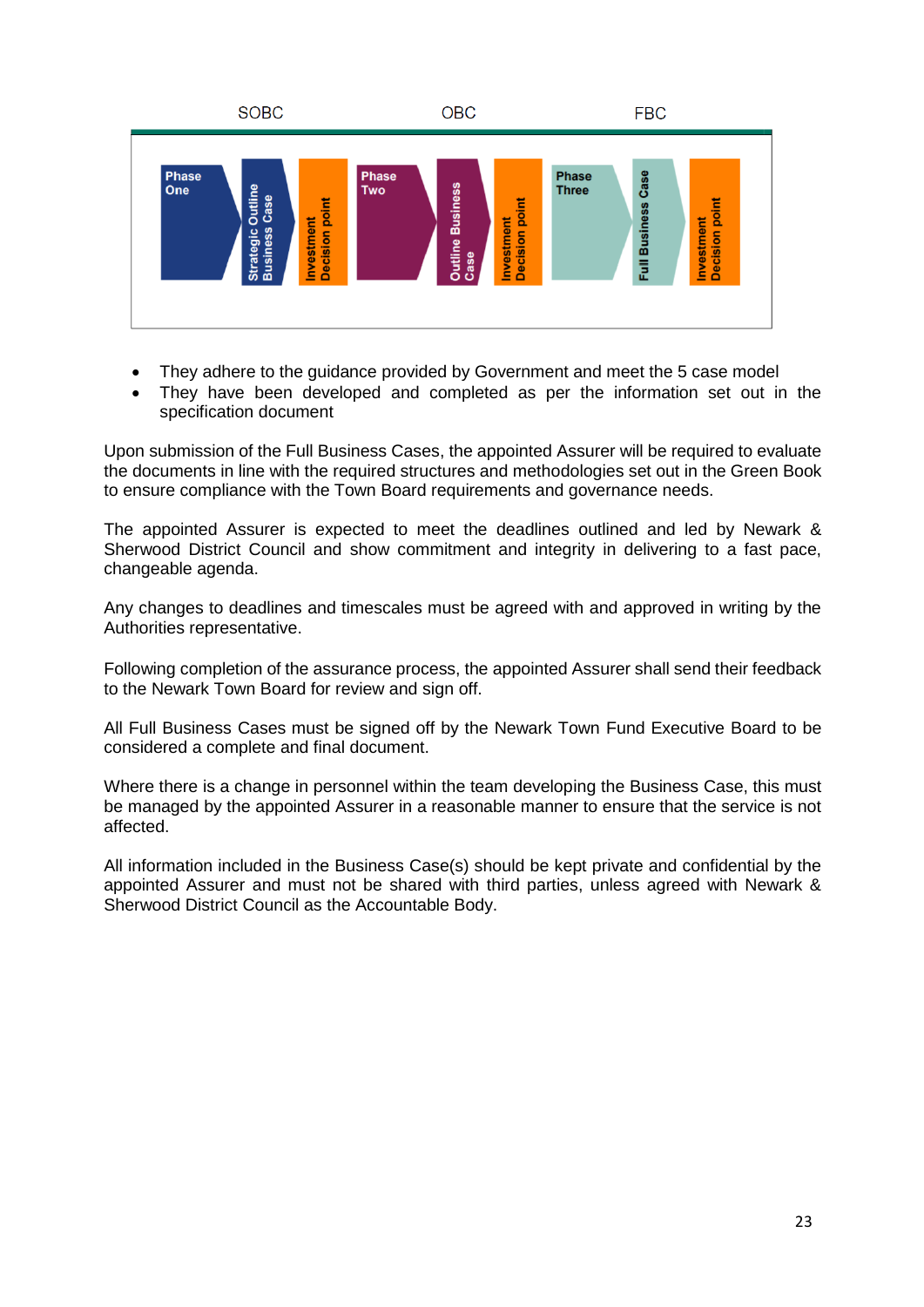| SOBC | | | OBC | | | FBC | | |
|---|---|---|---|---|---|---|---|---|
| Phase One | Strategic Outline Business Case | Investment Decision point | Phase Two | Outline Business Case | Investment Decision point | Phase Three | Full Business Case | Investment Decision point |

- They adhere to the guidance provided by Government and meet the 5 case model
- They have been developed and completed as per the information set out in the specification document

Upon submission of the Full Business Cases, the appointed Assurer will be required to evaluate the documents in line with the required structures and methodologies set out in the Green Book to ensure compliance with the Town Board requirements and governance needs.

The appointed Assurer is expected to meet the deadlines outlined and led by Newark & Sherwood District Council and show commitment and integrity in delivering to a fast pace, changeable agenda.

Any changes to deadlines and timescales must be agreed with and approved in writing by the Authorities representative.

Following completion of the assurance process, the appointed Assurer shall send their feedback to the Newark Town Board for review and sign off.

All Full Business Cases must be signed off by the Newark Town Fund Executive Board to be considered a complete and final document.

Where there is a change in personnel within the team developing the Business Case, this must be managed by the appointed Assurer in a reasonable manner to ensure that the service is not affected.

All information included in the Business Case(s) should be kept private and confidential by the appointed Assurer and must not be shared with third parties, unless agreed with Newark & Sherwood District Council as the Accountable Body.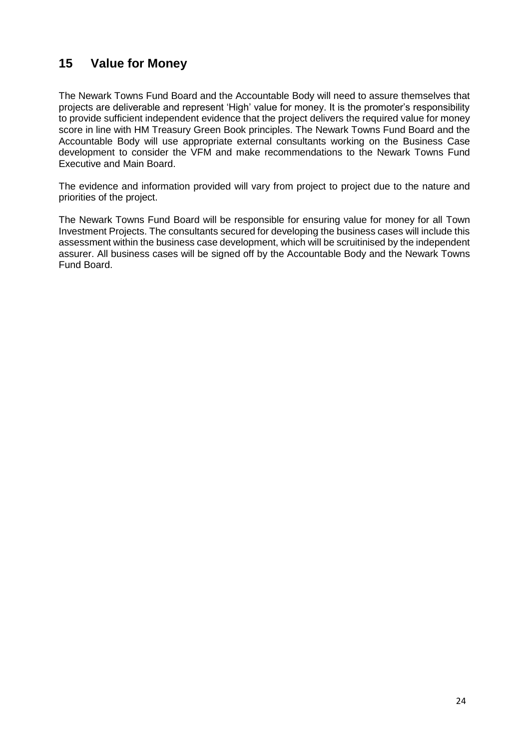## 15 Value for Money

The Newark Towns Fund Board and the Accountable Body will need to assure themselves that projects are deliverable and represent 'High' value for money. It is the promoter's responsibility to provide sufficient independent evidence that the project delivers the required value for money score in line with HM Treasury Green Book principles. The Newark Towns Fund Board and the Accountable Body will use appropriate external consultants working on the Business Case development to consider the VFM and make recommendations to the Newark Towns Fund Executive and Main Board.

The evidence and information provided will vary from project to project due to the nature and priorities of the project.

The Newark Towns Fund Board will be responsible for ensuring value for money for all Town Investment Projects. The consultants secured for developing the business cases will include this assessment within the business case development, which will be scruitinised by the independent assurer. All business cases will be signed off by the Accountable Body and the Newark Towns Fund Board.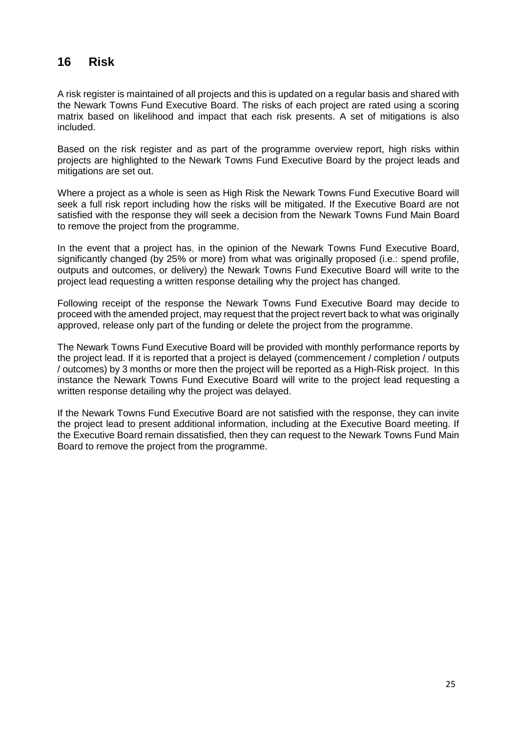## 16 Risk

A risk register is maintained of all projects and this is updated on a regular basis and shared with the Newark Towns Fund Executive Board. The risks of each project are rated using a scoring matrix based on likelihood and impact that each risk presents. A set of mitigations is also included.

Based on the risk register and as part of the programme overview report, high risks within projects are highlighted to the Newark Towns Fund Executive Board by the project leads and mitigations are set out.

Where a project as a whole is seen as High Risk the Newark Towns Fund Executive Board will seek a full risk report including how the risks will be mitigated. If the Executive Board are not satisfied with the response they will seek a decision from the Newark Towns Fund Main Board to remove the project from the programme.

In the event that a project has, in the opinion of the Newark Towns Fund Executive Board, significantly changed (by 25% or more) from what was originally proposed (i.e.: spend profile, outputs and outcomes, or delivery) the Newark Towns Fund Executive Board will write to the project lead requesting a written response detailing why the project has changed.

Following receipt of the response the Newark Towns Fund Executive Board may decide to proceed with the amended project, may request that the project revert back to what was originally approved, release only part of the funding or delete the project from the programme.

The Newark Towns Fund Executive Board will be provided with monthly performance reports by the project lead. If it is reported that a project is delayed (commencement / completion / outputs / outcomes) by 3 months or more then the project will be reported as a High-Risk project. In this instance the Newark Towns Fund Executive Board will write to the project lead requesting a written response detailing why the project was delayed.

If the Newark Towns Fund Executive Board are not satisfied with the response, they can invite the project lead to present additional information, including at the Executive Board meeting. If the Executive Board remain dissatisfied, then they can request to the Newark Towns Fund Main Board to remove the project from the programme.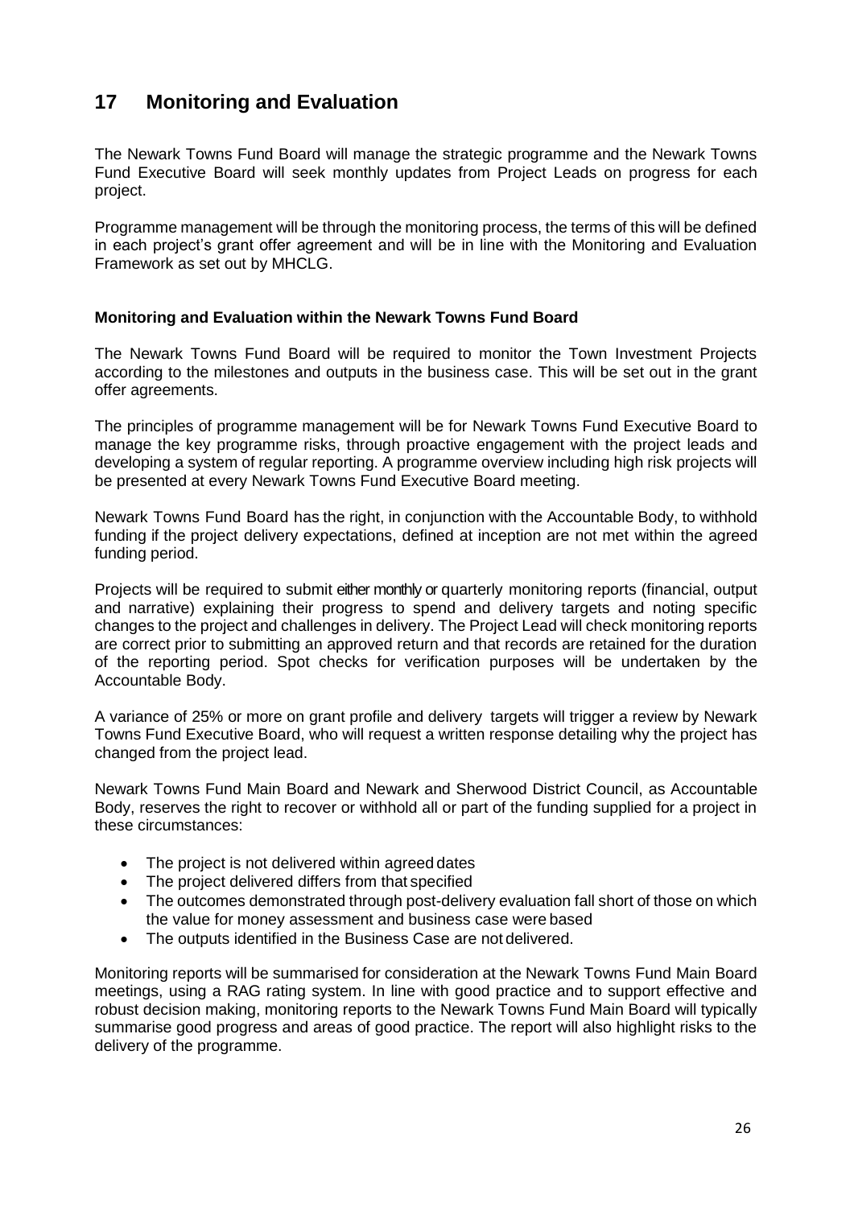## 17 Monitoring and Evaluation

The Newark Towns Fund Board will manage the strategic programme and the Newark Towns Fund Executive Board will seek monthly updates from Project Leads on progress for each project.

Programme management will be through the monitoring process, the terms of this will be defined in each project's grant offer agreement and will be in line with the Monitoring and Evaluation Framework as set out by MHCLG.

### Monitoring and Evaluation within the Newark Towns Fund Board

The Newark Towns Fund Board will be required to monitor the Town Investment Projects according to the milestones and outputs in the business case. This will be set out in the grant offer agreements.

The principles of programme management will be for Newark Towns Fund Executive Board to manage the key programme risks, through proactive engagement with the project leads and developing a system of regular reporting. A programme overview including high risk projects will be presented at every Newark Towns Fund Executive Board meeting.

Newark Towns Fund Board has the right, in conjunction with the Accountable Body, to withhold funding if the project delivery expectations, defined at inception are not met within the agreed funding period.

Projects will be required to submit either monthly or quarterly monitoring reports (financial, output and narrative) explaining their progress to spend and delivery targets and noting specific changes to the project and challenges in delivery. The Project Lead will check monitoring reports are correct prior to submitting an approved return and that records are retained for the duration of the reporting period. Spot checks for verification purposes will be undertaken by the Accountable Body.

A variance of 25% or more on grant profile and delivery targets will trigger a review by Newark Towns Fund Executive Board, who will request a written response detailing why the project has changed from the project lead.

Newark Towns Fund Main Board and Newark and Sherwood District Council, as Accountable Body, reserves the right to recover or withhold all or part of the funding supplied for a project in these circumstances:

- The project is not delivered within agreed dates
- The project delivered differs from that specified
- The outcomes demonstrated through post-delivery evaluation fall short of those on which the value for money assessment and business case were based
- The outputs identified in the Business Case are not delivered.

Monitoring reports will be summarised for consideration at the Newark Towns Fund Main Board meetings, using a RAG rating system. In line with good practice and to support effective and robust decision making, monitoring reports to the Newark Towns Fund Main Board will typically summarise good progress and areas of good practice. The report will also highlight risks to the delivery of the programme.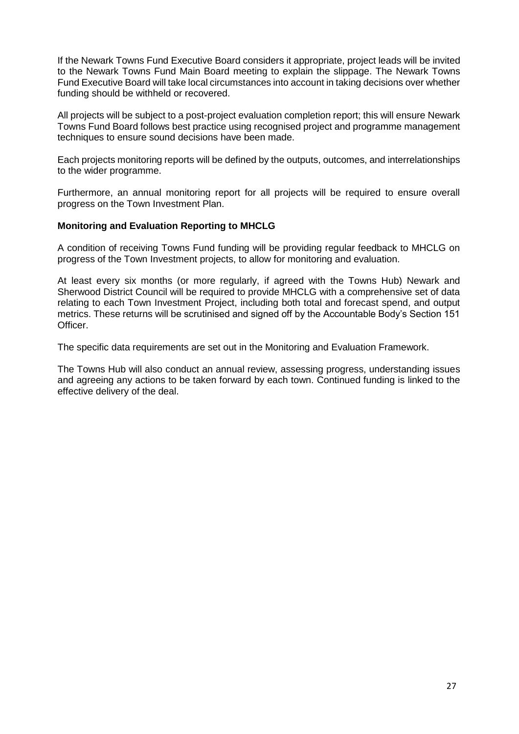If the Newark Towns Fund Executive Board considers it appropriate, project leads will be invited to the Newark Towns Fund Main Board meeting to explain the slippage. The Newark Towns Fund Executive Board will take local circumstances into account in taking decisions over whether funding should be withheld or recovered.

All projects will be subject to a post-project evaluation completion report; this will ensure Newark Towns Fund Board follows best practice using recognised project and programme management techniques to ensure sound decisions have been made.

Each projects monitoring reports will be defined by the outputs, outcomes, and interrelationships to the wider programme.

Furthermore, an annual monitoring report for all projects will be required to ensure overall progress on the Town Investment Plan.

**Monitoring and Evaluation Reporting to MHCLG**

A condition of receiving Towns Fund funding will be providing regular feedback to MHCLG on progress of the Town Investment projects, to allow for monitoring and evaluation.

At least every six months (or more regularly, if agreed with the Towns Hub) Newark and Sherwood District Council will be required to provide MHCLG with a comprehensive set of data relating to each Town Investment Project, including both total and forecast spend, and output metrics. These returns will be scrutinised and signed off by the Accountable Body's Section 151 Officer.

The specific data requirements are set out in the Monitoring and Evaluation Framework.

The Towns Hub will also conduct an annual review, assessing progress, understanding issues and agreeing any actions to be taken forward by each town. Continued funding is linked to the effective delivery of the deal.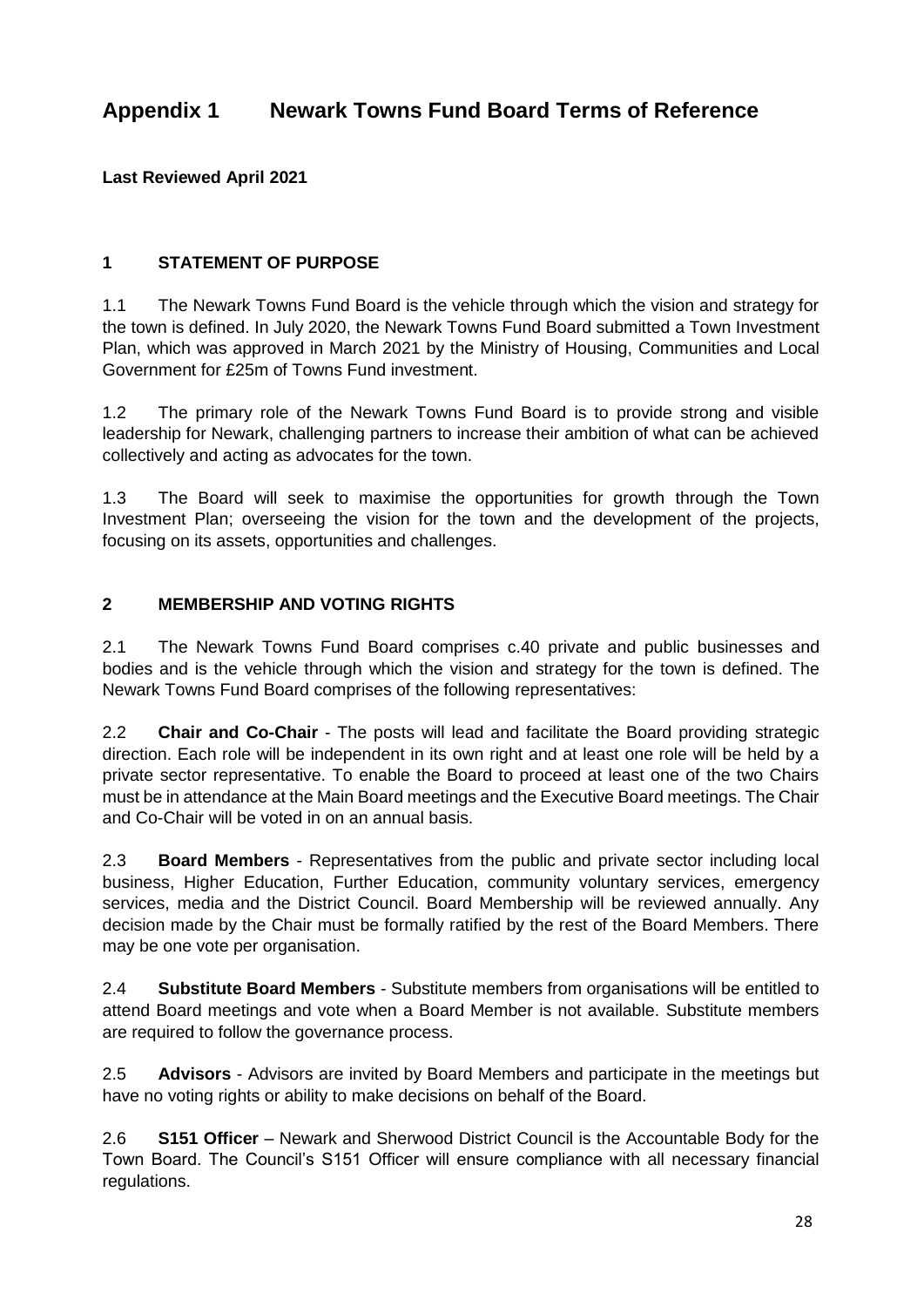# Appendix 1 Newark Towns Fund Board Terms of Reference

**Last Reviewed April 2021**

## 1 STATEMENT OF PURPOSE

1.1 The Newark Towns Fund Board is the vehicle through which the vision and strategy for the town is defined. In July 2020, the Newark Towns Fund Board submitted a Town Investment Plan, which was approved in March 2021 by the Ministry of Housing, Communities and Local Government for £25m of Towns Fund investment.

1.2 The primary role of the Newark Towns Fund Board is to provide strong and visible leadership for Newark, challenging partners to increase their ambition of what can be achieved collectively and acting as advocates for the town.

1.3 The Board will seek to maximise the opportunities for growth through the Town Investment Plan; overseeing the vision for the town and the development of the projects, focusing on its assets, opportunities and challenges.

## 2 MEMBERSHIP AND VOTING RIGHTS

2.1 The Newark Towns Fund Board comprises c.40 private and public businesses and bodies and is the vehicle through which the vision and strategy for the town is defined. The Newark Towns Fund Board comprises of the following representatives:

2.2 **Chair and Co-Chair** - The posts will lead and facilitate the Board providing strategic direction. Each role will be independent in its own right and at least one role will be held by a private sector representative. To enable the Board to proceed at least one of the two Chairs must be in attendance at the Main Board meetings and the Executive Board meetings. The Chair and Co-Chair will be voted in on an annual basis.

2.3 **Board Members** - Representatives from the public and private sector including local business, Higher Education, Further Education, community voluntary services, emergency services, media and the District Council. Board Membership will be reviewed annually. Any decision made by the Chair must be formally ratified by the rest of the Board Members. There may be one vote per organisation.

2.4 **Substitute Board Members** - Substitute members from organisations will be entitled to attend Board meetings and vote when a Board Member is not available. Substitute members are required to follow the governance process.

2.5 **Advisors** - Advisors are invited by Board Members and participate in the meetings but have no voting rights or ability to make decisions on behalf of the Board.

2.6 **S151 Officer** – Newark and Sherwood District Council is the Accountable Body for the Town Board. The Council's S151 Officer will ensure compliance with all necessary financial regulations.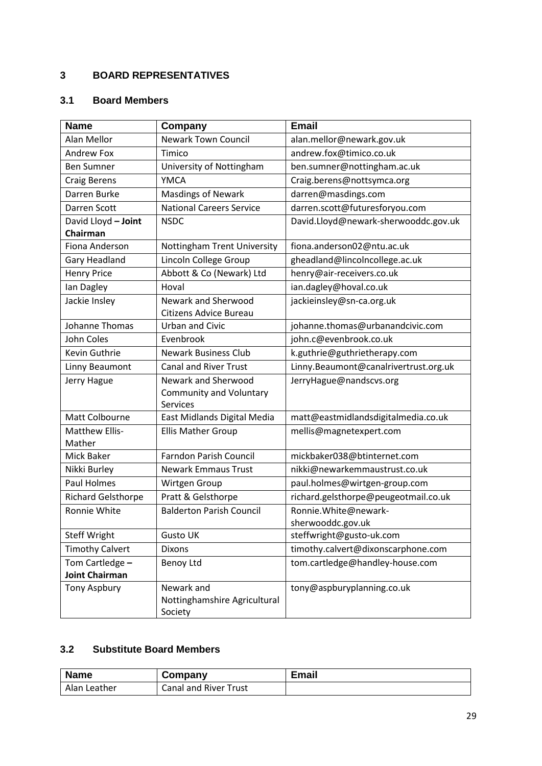## 3 BOARD REPRESENTATIVES

### 3.1 Board Members

| Name | Company | Email |
|---|---|---|
| Alan Mellor | Newark Town Council | alan.mellor@newark.gov.uk |
| Andrew Fox | Timico | andrew.fox@timico.co.uk |
| Ben Sumner | University of Nottingham | ben.sumner@nottingham.ac.uk |
| Craig Berens | YMCA | Craig.berens@nottsymca.org |
| Darren Burke | Masdings of Newark | darren@masdings.com |
| Darren Scott | National Careers Service | darren.scott@futuresforyou.com |
| David Lloyd **– Joint Chairman** | NSDC | David.Lloyd@newark-sherwooddc.gov.uk |
| Fiona Anderson | Nottingham Trent University | fiona.anderson02@ntu.ac.uk |
| Gary Headland | Lincoln College Group | gheadland@lincolncollege.ac.uk |
| Henry Price | Abbott & Co (Newark) Ltd | henry@air-receivers.co.uk |
| Ian Dagley | Hoval | ian.dagley@hoval.co.uk |
| Jackie Insley | Newark and Sherwood Citizens Advice Bureau | jackieinsley@sn-ca.org.uk |
| Johanne Thomas | Urban and Civic | johanne.thomas@urbanandcivic.com |
| John Coles | Evenbrook | john.c@evenbrook.co.uk |
| Kevin Guthrie | Newark Business Club | k.guthrie@guthrietherapy.com |
| Linny Beaumont | Canal and River Trust | Linny.Beaumont@canalrivertrust.org.uk |
| Jerry Hague | Newark and Sherwood Community and Voluntary Services | JerryHague@nandscvs.org |
| Matt Colbourne | East Midlands Digital Media | matt@eastmidlandsdigitalmedia.co.uk |
| Matthew Ellis-Mather | Ellis Mather Group | mellis@magnetexpert.com |
| Mick Baker | Farndon Parish Council | mickbaker038@btinternet.com |
| Nikki Burley | Newark Emmaus Trust | nikki@newarkemmaustrust.co.uk |
| Paul Holmes | Wirtgen Group | paul.holmes@wirtgen-group.com |
| Richard Gelsthorpe | Pratt & Gelsthorpe | richard.gelsthorpe@peugeotmail.co.uk |
| Ronnie White | Balderton Parish Council | Ronnie.White@newark-sherwooddc.gov.uk |
| Steff Wright | Gusto UK | steffwright@gusto-uk.com |
| Timothy Calvert | Dixons | timothy.calvert@dixonscarphone.com |
| Tom Cartledge **– Joint Chairman** | Benoy Ltd | tom.cartledge@handley-house.com |
| Tony Aspbury | Newark and Nottinghamshire Agricultural Society | tony@aspburyplanning.co.uk |

### 3.2 Substitute Board Members

| Name | Company | Email |
|---|---|---|
| Alan Leather | Canal and River Trust | |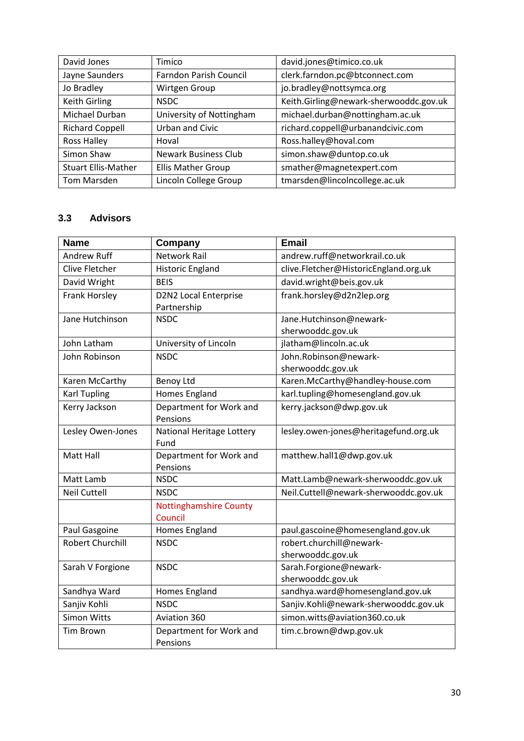| | | |
|---|---|---|
| David Jones | Timico | david.jones@timico.co.uk |
| Jayne Saunders | Farndon Parish Council | clerk.farndon.pc@btconnect.com |
| Jo Bradley | Wirtgen Group | jo.bradley@nottsymca.org |
| Keith Girling | NSDC | Keith.Girling@newark-sherwooddc.gov.uk |
| Michael Durban | University of Nottingham | michael.durban@nottingham.ac.uk |
| Richard Coppell | Urban and Civic | richard.coppell@urbanandcivic.com |
| Ross Halley | Hoval | Ross.halley@hoval.com |
| Simon Shaw | Newark Business Club | simon.shaw@duntop.co.uk |
| Stuart Ellis-Mather | Ellis Mather Group | smather@magnetexpert.com |
| Tom Marsden | Lincoln College Group | tmarsden@lincolncollege.ac.uk |

### 3.3 Advisors

| Name | Company | Email |
|---|---|---|
| Andrew Ruff | Network Rail | andrew.ruff@networkrail.co.uk |
| Clive Fletcher | Historic England | clive.Fletcher@HistoricEngland.org.uk |
| David Wright | BEIS | david.wright@beis.gov.uk |
| Frank Horsley | D2N2 Local Enterprise Partnership | frank.horsley@d2n2lep.org |
| Jane Hutchinson | NSDC | Jane.Hutchinson@newark-sherwooddc.gov.uk |
| John Latham | University of Lincoln | jlatham@lincoln.ac.uk |
| John Robinson | NSDC | John.Robinson@newark-sherwooddc.gov.uk |
| Karen McCarthy | Benoy Ltd | Karen.McCarthy@handley-house.com |
| Karl Tupling | Homes England | karl.tupling@homesengland.gov.uk |
| Kerry Jackson | Department for Work and Pensions | kerry.jackson@dwp.gov.uk |
| Lesley Owen-Jones | National Heritage Lottery Fund | lesley.owen-jones@heritagefund.org.uk |
| Matt Hall | Department for Work and Pensions | matthew.hall1@dwp.gov.uk |
| Matt Lamb | NSDC | Matt.Lamb@newark-sherwooddc.gov.uk |
| Neil Cuttell | NSDC | Neil.Cuttell@newark-sherwooddc.gov.uk |
| | Nottinghamshire County Council | |
| Paul Gasgoine | Homes England | paul.gascoine@homesengland.gov.uk |
| Robert Churchill | NSDC | robert.churchill@newark-sherwooddc.gov.uk |
| Sarah V Forgione | NSDC | Sarah.Forgione@newark-sherwooddc.gov.uk |
| Sandhya Ward | Homes England | sandhya.ward@homesengland.gov.uk |
| Sanjiv Kohli | NSDC | Sanjiv.Kohli@newark-sherwooddc.gov.uk |
| Simon Witts | Aviation 360 | simon.witts@aviation360.co.uk |
| Tim Brown | Department for Work and Pensions | tim.c.brown@dwp.gov.uk |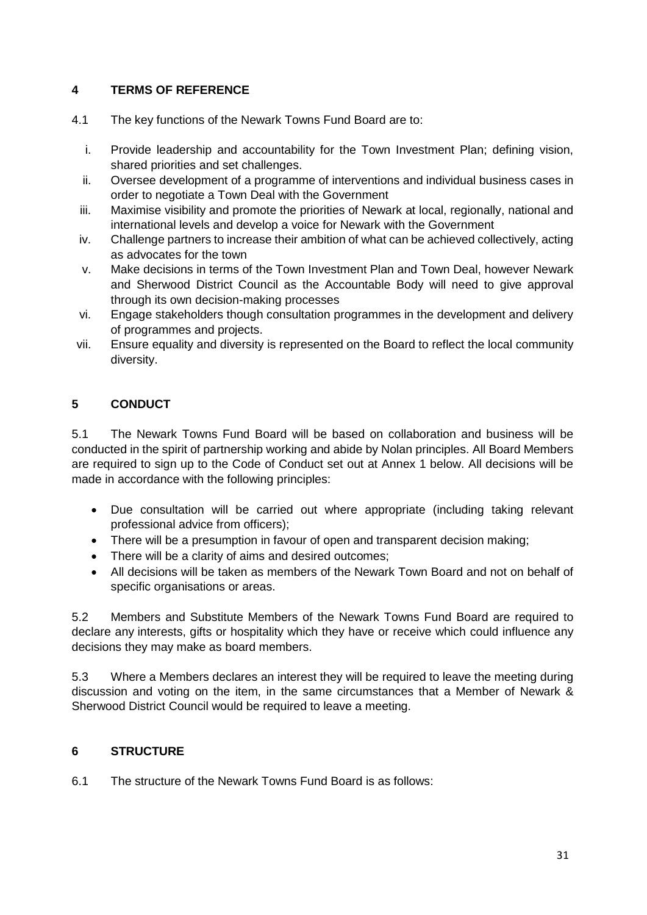## 4 TERMS OF REFERENCE

4.1 The key functions of the Newark Towns Fund Board are to:

i. Provide leadership and accountability for the Town Investment Plan; defining vision, shared priorities and set challenges.
ii. Oversee development of a programme of interventions and individual business cases in order to negotiate a Town Deal with the Government
iii. Maximise visibility and promote the priorities of Newark at local, regionally, national and international levels and develop a voice for Newark with the Government
iv. Challenge partners to increase their ambition of what can be achieved collectively, acting as advocates for the town
v. Make decisions in terms of the Town Investment Plan and Town Deal, however Newark and Sherwood District Council as the Accountable Body will need to give approval through its own decision-making processes
vi. Engage stakeholders though consultation programmes in the development and delivery of programmes and projects.
vii. Ensure equality and diversity is represented on the Board to reflect the local community diversity.

## 5 CONDUCT

5.1 The Newark Towns Fund Board will be based on collaboration and business will be conducted in the spirit of partnership working and abide by Nolan principles. All Board Members are required to sign up to the Code of Conduct set out at Annex 1 below. All decisions will be made in accordance with the following principles:

- Due consultation will be carried out where appropriate (including taking relevant professional advice from officers);
- There will be a presumption in favour of open and transparent decision making;
- There will be a clarity of aims and desired outcomes;
- All decisions will be taken as members of the Newark Town Board and not on behalf of specific organisations or areas.

5.2 Members and Substitute Members of the Newark Towns Fund Board are required to declare any interests, gifts or hospitality which they have or receive which could influence any decisions they may make as board members.

5.3 Where a Members declares an interest they will be required to leave the meeting during discussion and voting on the item, in the same circumstances that a Member of Newark & Sherwood District Council would be required to leave a meeting.

## 6 STRUCTURE

6.1 The structure of the Newark Towns Fund Board is as follows: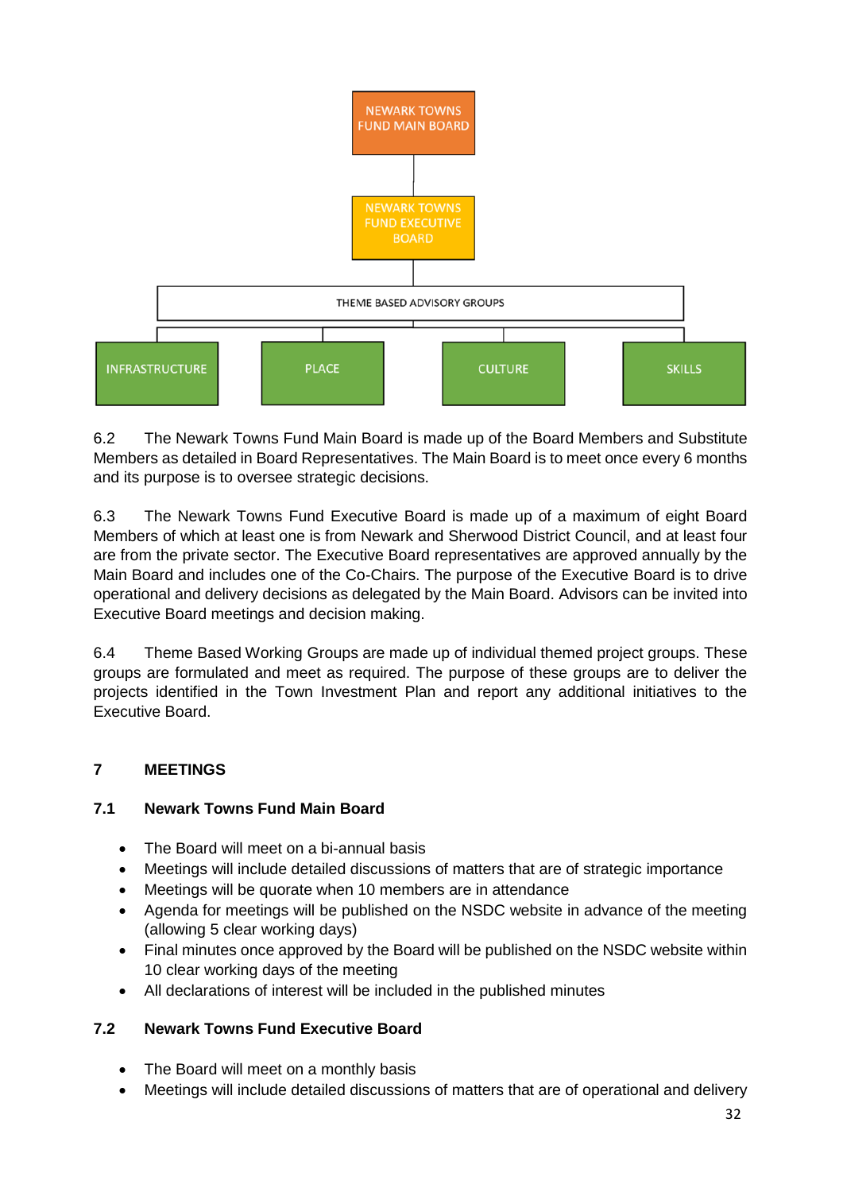NEWARK TOWNS FUND MAIN BOARD

NEWARK TOWNS FUND EXECUTIVE BOARD

THEME BASED ADVISORY GROUPS

INFRASTRUCTURE | PLACE | CULTURE | SKILLS

6.2 The Newark Towns Fund Main Board is made up of the Board Members and Substitute Members as detailed in Board Representatives. The Main Board is to meet once every 6 months and its purpose is to oversee strategic decisions.

6.3 The Newark Towns Fund Executive Board is made up of a maximum of eight Board Members of which at least one is from Newark and Sherwood District Council, and at least four are from the private sector. The Executive Board representatives are approved annually by the Main Board and includes one of the Co-Chairs. The purpose of the Executive Board is to drive operational and delivery decisions as delegated by the Main Board. Advisors can be invited into Executive Board meetings and decision making.

6.4 Theme Based Working Groups are made up of individual themed project groups. These groups are formulated and meet as required. The purpose of these groups are to deliver the projects identified in the Town Investment Plan and report any additional initiatives to the Executive Board.

## 7 MEETINGS

### 7.1 Newark Towns Fund Main Board

- The Board will meet on a bi-annual basis
- Meetings will include detailed discussions of matters that are of strategic importance
- Meetings will be quorate when 10 members are in attendance
- Agenda for meetings will be published on the NSDC website in advance of the meeting (allowing 5 clear working days)
- Final minutes once approved by the Board will be published on the NSDC website within 10 clear working days of the meeting
- All declarations of interest will be included in the published minutes

### 7.2 Newark Towns Fund Executive Board

- The Board will meet on a monthly basis
- Meetings will include detailed discussions of matters that are of operational and delivery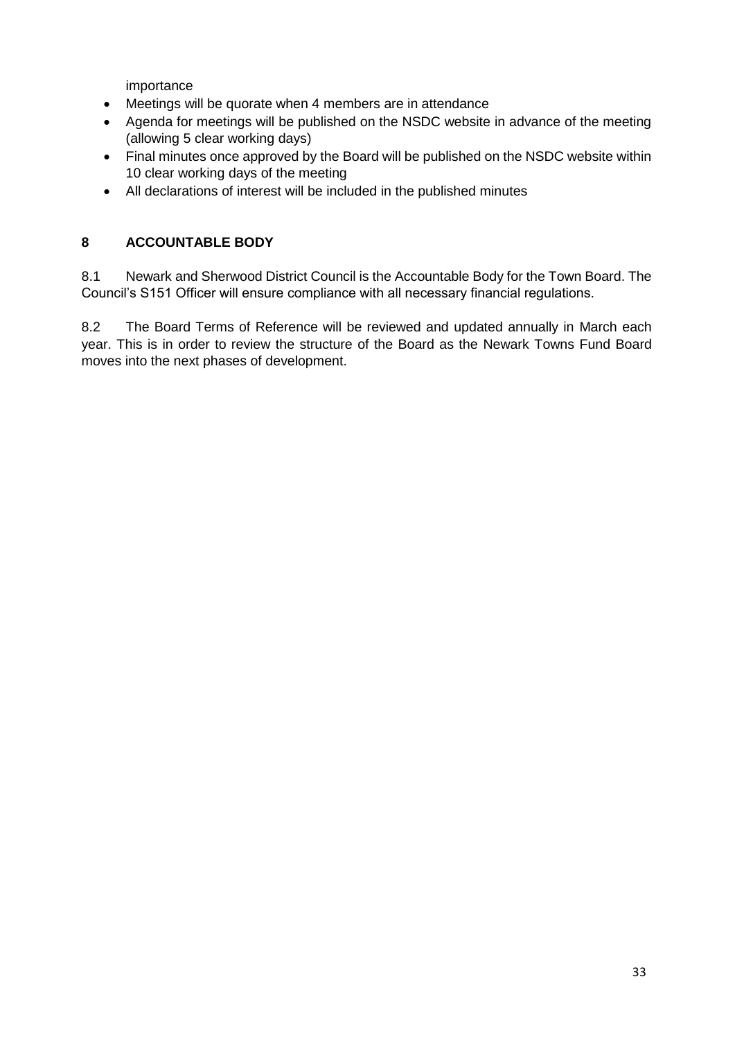importance

- Meetings will be quorate when 4 members are in attendance
- Agenda for meetings will be published on the NSDC website in advance of the meeting (allowing 5 clear working days)
- Final minutes once approved by the Board will be published on the NSDC website within 10 clear working days of the meeting
- All declarations of interest will be included in the published minutes

## 8 ACCOUNTABLE BODY

8.1 Newark and Sherwood District Council is the Accountable Body for the Town Board. The Council's S151 Officer will ensure compliance with all necessary financial regulations.

8.2 The Board Terms of Reference will be reviewed and updated annually in March each year. This is in order to review the structure of the Board as the Newark Towns Fund Board moves into the next phases of development.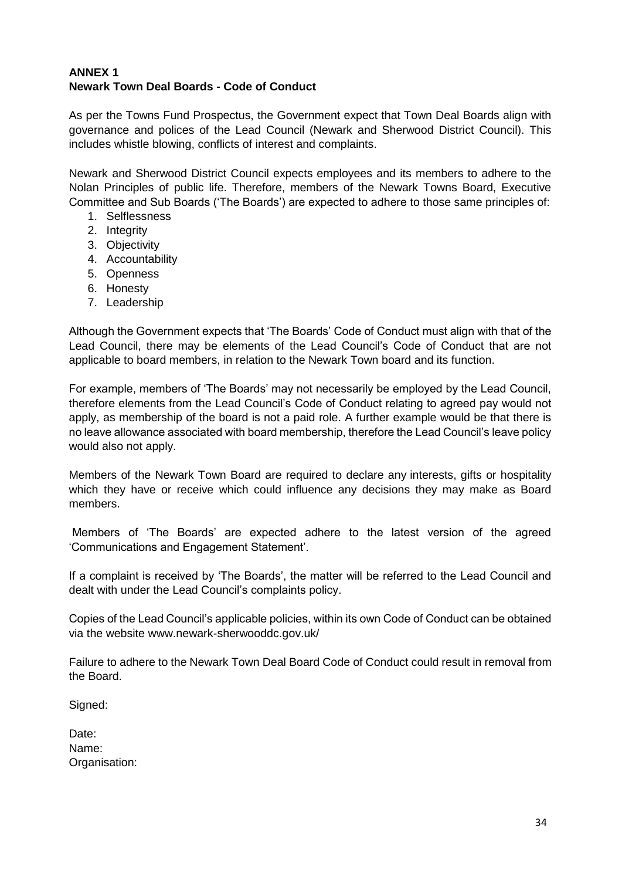**ANNEX 1**
**Newark Town Deal Boards - Code of Conduct**

As per the Towns Fund Prospectus, the Government expect that Town Deal Boards align with governance and polices of the Lead Council (Newark and Sherwood District Council). This includes whistle blowing, conflicts of interest and complaints.

Newark and Sherwood District Council expects employees and its members to adhere to the Nolan Principles of public life. Therefore, members of the Newark Towns Board, Executive Committee and Sub Boards ('The Boards') are expected to adhere to those same principles of:

1. Selflessness
2. Integrity
3. Objectivity
4. Accountability
5. Openness
6. Honesty
7. Leadership

Although the Government expects that 'The Boards' Code of Conduct must align with that of the Lead Council, there may be elements of the Lead Council's Code of Conduct that are not applicable to board members, in relation to the Newark Town board and its function.

For example, members of 'The Boards' may not necessarily be employed by the Lead Council, therefore elements from the Lead Council's Code of Conduct relating to agreed pay would not apply, as membership of the board is not a paid role. A further example would be that there is no leave allowance associated with board membership, therefore the Lead Council's leave policy would also not apply.

Members of the Newark Town Board are required to declare any interests, gifts or hospitality which they have or receive which could influence any decisions they may make as Board members.

Members of 'The Boards' are expected adhere to the latest version of the agreed 'Communications and Engagement Statement'.

If a complaint is received by 'The Boards', the matter will be referred to the Lead Council and dealt with under the Lead Council's complaints policy.

Copies of the Lead Council's applicable policies, within its own Code of Conduct can be obtained via the website www.newark-sherwooddc.gov.uk/

Failure to adhere to the Newark Town Deal Board Code of Conduct could result in removal from the Board.

Signed:

Date:
Name:
Organisation: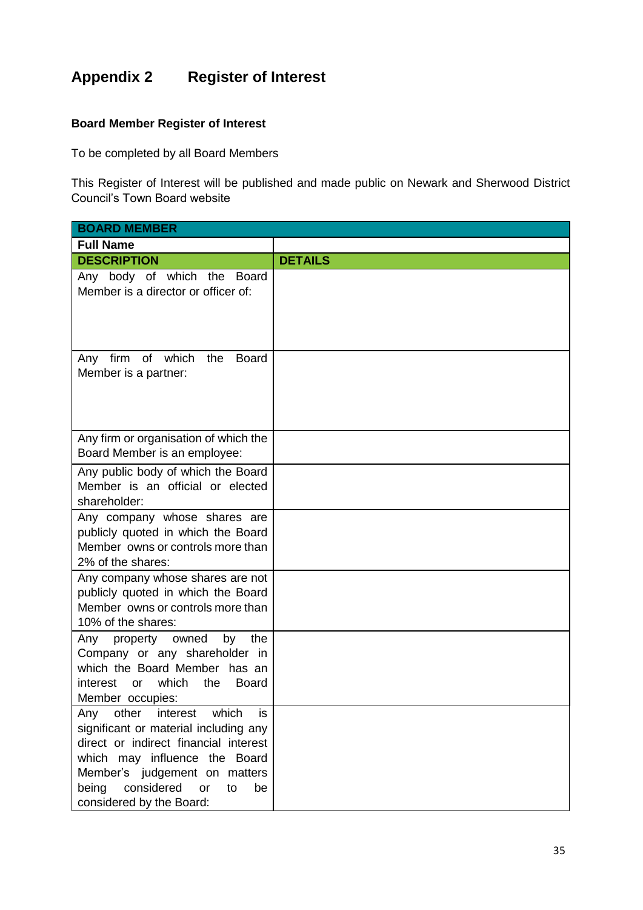# Appendix 2 Register of Interest

**Board Member Register of Interest**

To be completed by all Board Members

This Register of Interest will be published and made public on Newark and Sherwood District Council's Town Board website

| **BOARD MEMBER** | |
|---|---|
| **Full Name** | |
| **DESCRIPTION** | **DETAILS** |
| Any body of which the Board Member is a director or officer of: | |
| Any firm of which the Board Member is a partner: | |
| Any firm or organisation of which the Board Member is an employee: | |
| Any public body of which the Board Member is an official or elected shareholder: | |
| Any company whose shares are publicly quoted in which the Board Member owns or controls more than 2% of the shares: | |
| Any company whose shares are not publicly quoted in which the Board Member owns or controls more than 10% of the shares: | |
| Any property owned by the Company or any shareholder in which the Board Member has an interest or which the Board Member occupies: | |
| Any other interest which is significant or material including any direct or indirect financial interest which may influence the Board Member's judgement on matters being considered or to be considered by the Board: | |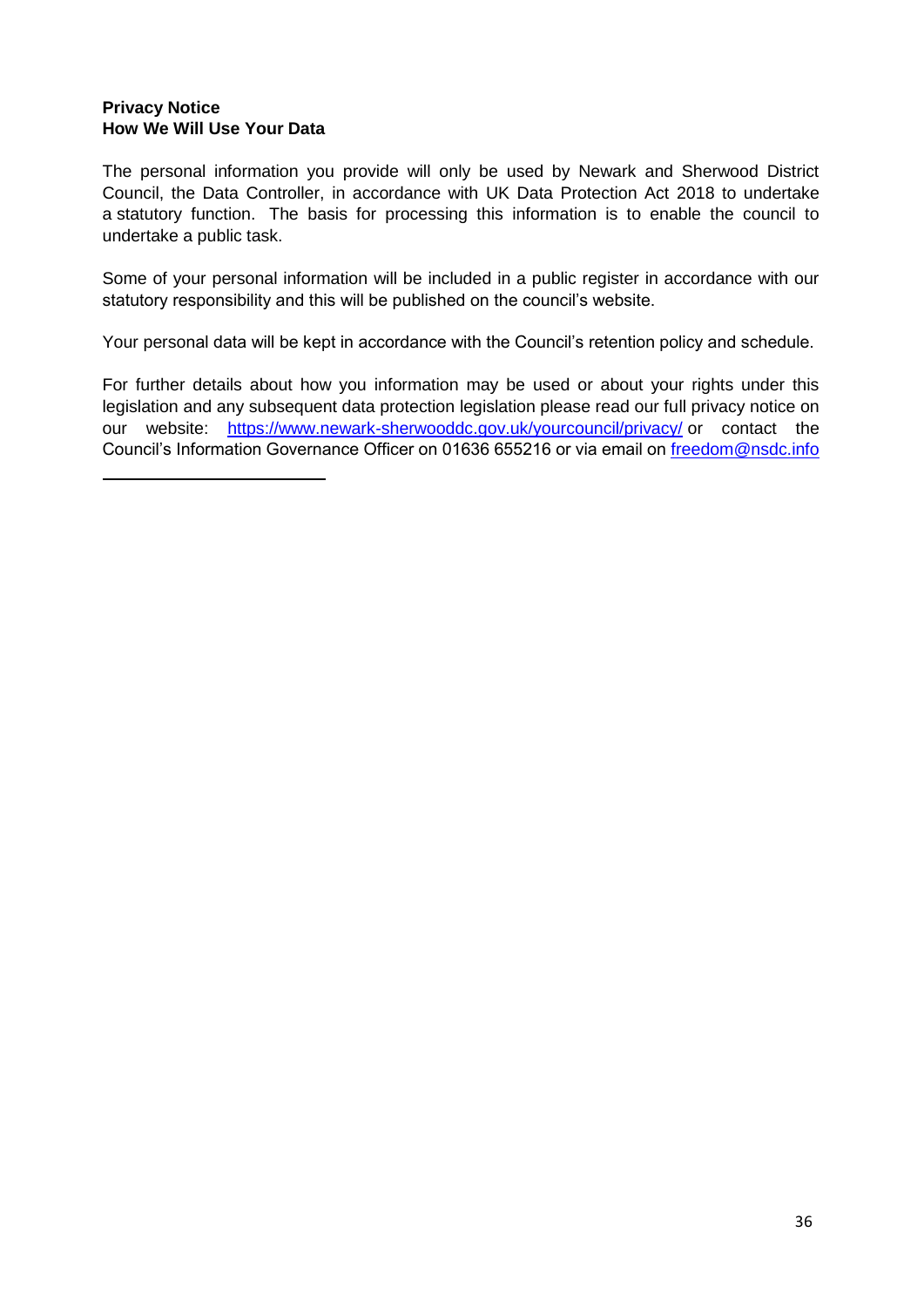**Privacy Notice**
**How We Will Use Your Data**

The personal information you provide will only be used by Newark and Sherwood District Council, the Data Controller, in accordance with UK Data Protection Act 2018 to undertake a statutory function. The basis for processing this information is to enable the council to undertake a public task.

Some of your personal information will be included in a public register in accordance with our statutory responsibility and this will be published on the council's website.

Your personal data will be kept in accordance with the Council's retention policy and schedule.

For further details about how you information may be used or about your rights under this legislation and any subsequent data protection legislation please read our full privacy notice on our website: https://www.newark-sherwooddc.gov.uk/yourcouncil/privacy/ or contact the Council's Information Governance Officer on 01636 655216 or via email on freedom@nsdc.info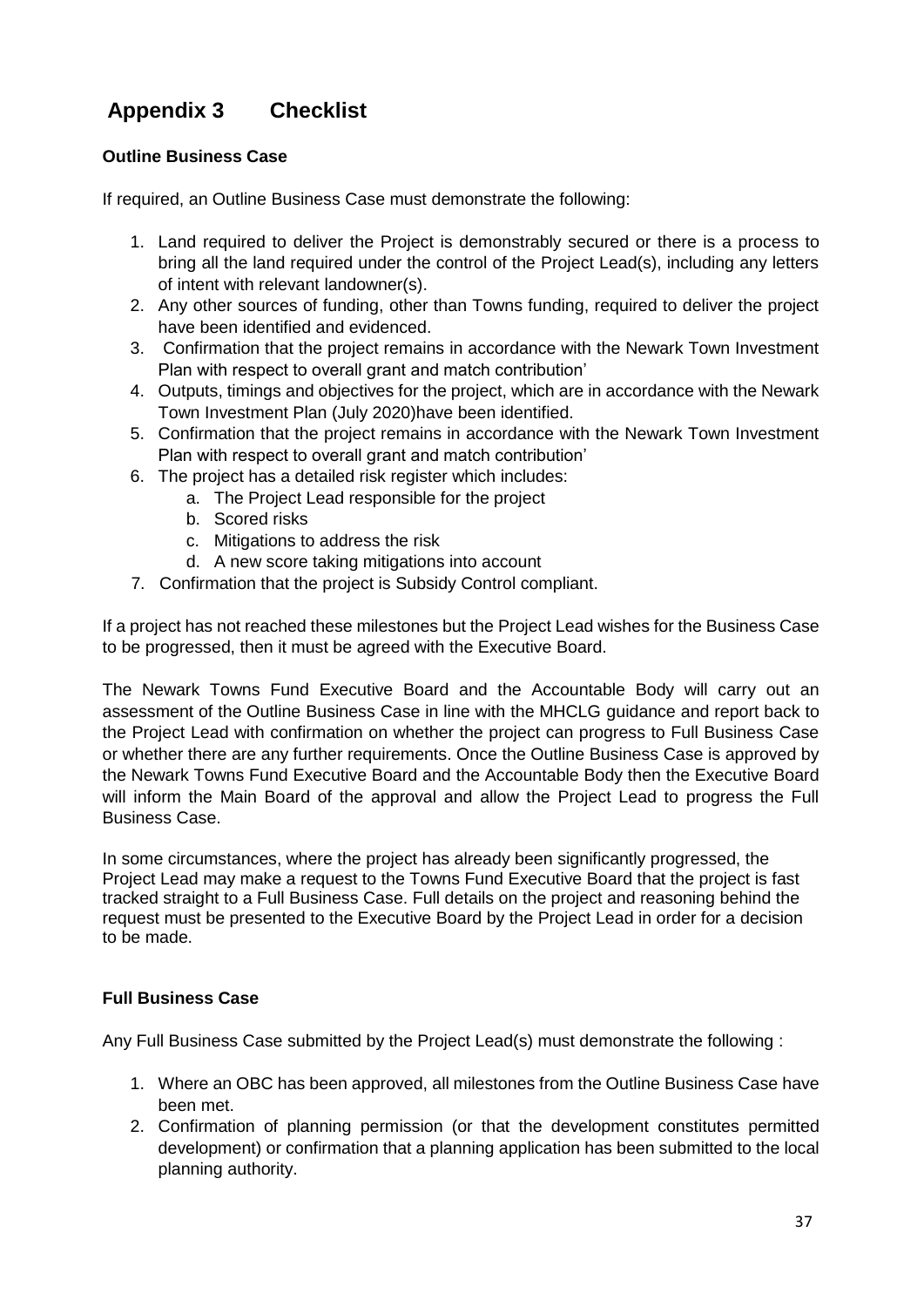# Appendix 3 Checklist

**Outline Business Case**

If required, an Outline Business Case must demonstrate the following:

1. Land required to deliver the Project is demonstrably secured or there is a process to bring all the land required under the control of the Project Lead(s), including any letters of intent with relevant landowner(s).
2. Any other sources of funding, other than Towns funding, required to deliver the project have been identified and evidenced.
3. Confirmation that the project remains in accordance with the Newark Town Investment Plan with respect to overall grant and match contribution'
4. Outputs, timings and objectives for the project, which are in accordance with the Newark Town Investment Plan (July 2020)have been identified.
5. Confirmation that the project remains in accordance with the Newark Town Investment Plan with respect to overall grant and match contribution'
6. The project has a detailed risk register which includes:
    a. The Project Lead responsible for the project
    b. Scored risks
    c. Mitigations to address the risk
    d. A new score taking mitigations into account
7. Confirmation that the project is Subsidy Control compliant.

If a project has not reached these milestones but the Project Lead wishes for the Business Case to be progressed, then it must be agreed with the Executive Board.

The Newark Towns Fund Executive Board and the Accountable Body will carry out an assessment of the Outline Business Case in line with the MHCLG guidance and report back to the Project Lead with confirmation on whether the project can progress to Full Business Case or whether there are any further requirements. Once the Outline Business Case is approved by the Newark Towns Fund Executive Board and the Accountable Body then the Executive Board will inform the Main Board of the approval and allow the Project Lead to progress the Full Business Case.

In some circumstances, where the project has already been significantly progressed, the Project Lead may make a request to the Towns Fund Executive Board that the project is fast tracked straight to a Full Business Case. Full details on the project and reasoning behind the request must be presented to the Executive Board by the Project Lead in order for a decision to be made.

**Full Business Case**

Any Full Business Case submitted by the Project Lead(s) must demonstrate the following :

1. Where an OBC has been approved, all milestones from the Outline Business Case have been met.
2. Confirmation of planning permission (or that the development constitutes permitted development) or confirmation that a planning application has been submitted to the local planning authority.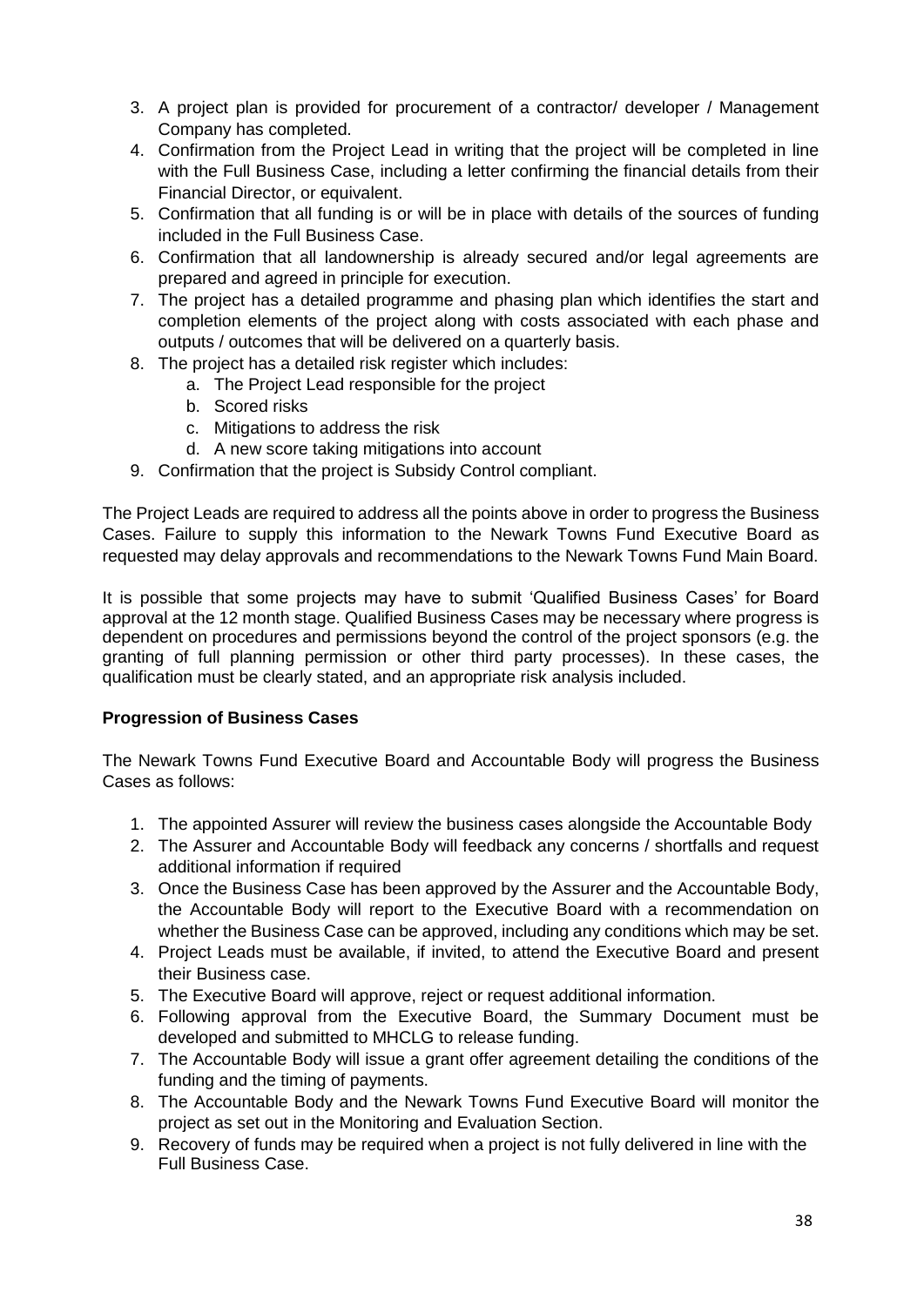3. A project plan is provided for procurement of a contractor/ developer / Management Company has completed.
4. Confirmation from the Project Lead in writing that the project will be completed in line with the Full Business Case, including a letter confirming the financial details from their Financial Director, or equivalent.
5. Confirmation that all funding is or will be in place with details of the sources of funding included in the Full Business Case.
6. Confirmation that all landownership is already secured and/or legal agreements are prepared and agreed in principle for execution.
7. The project has a detailed programme and phasing plan which identifies the start and completion elements of the project along with costs associated with each phase and outputs / outcomes that will be delivered on a quarterly basis.
8. The project has a detailed risk register which includes:
   a. The Project Lead responsible for the project
   b. Scored risks
   c. Mitigations to address the risk
   d. A new score taking mitigations into account
9. Confirmation that the project is Subsidy Control compliant.

The Project Leads are required to address all the points above in order to progress the Business Cases. Failure to supply this information to the Newark Towns Fund Executive Board as requested may delay approvals and recommendations to the Newark Towns Fund Main Board.

It is possible that some projects may have to submit 'Qualified Business Cases' for Board approval at the 12 month stage. Qualified Business Cases may be necessary where progress is dependent on procedures and permissions beyond the control of the project sponsors (e.g. the granting of full planning permission or other third party processes). In these cases, the qualification must be clearly stated, and an appropriate risk analysis included.

**Progression of Business Cases**

The Newark Towns Fund Executive Board and Accountable Body will progress the Business Cases as follows:

1. The appointed Assurer will review the business cases alongside the Accountable Body
2. The Assurer and Accountable Body will feedback any concerns / shortfalls and request additional information if required
3. Once the Business Case has been approved by the Assurer and the Accountable Body, the Accountable Body will report to the Executive Board with a recommendation on whether the Business Case can be approved, including any conditions which may be set.
4. Project Leads must be available, if invited, to attend the Executive Board and present their Business case.
5. The Executive Board will approve, reject or request additional information.
6. Following approval from the Executive Board, the Summary Document must be developed and submitted to MHCLG to release funding.
7. The Accountable Body will issue a grant offer agreement detailing the conditions of the funding and the timing of payments.
8. The Accountable Body and the Newark Towns Fund Executive Board will monitor the project as set out in the Monitoring and Evaluation Section.
9. Recovery of funds may be required when a project is not fully delivered in line with the Full Business Case.